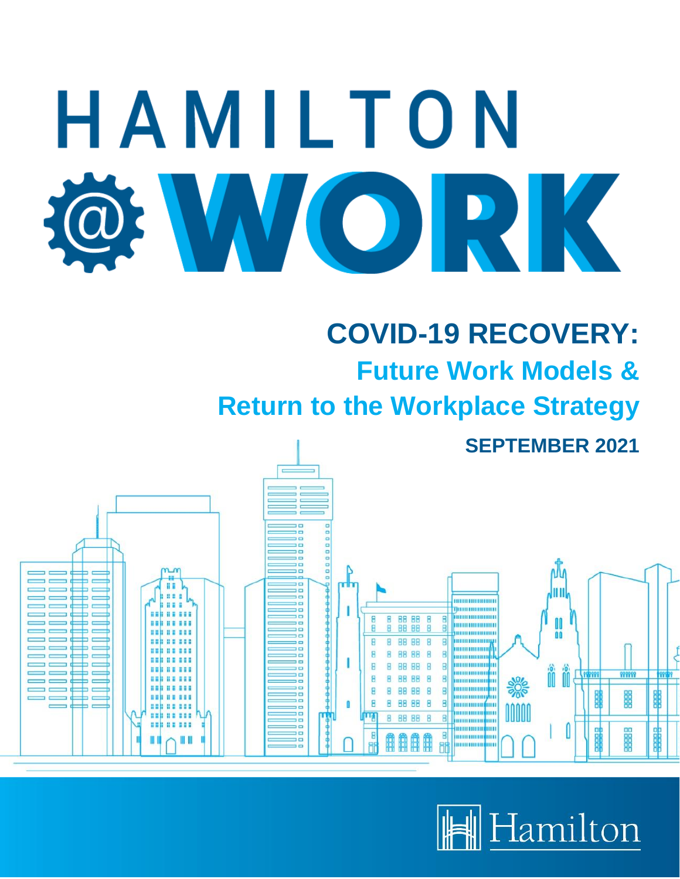# HAMILTON @WORK

## COVID-19 RECOVERY:

### Future Work Models & Return to the Workplace Strategy

**SEPTEMBER 2021**

Hamilton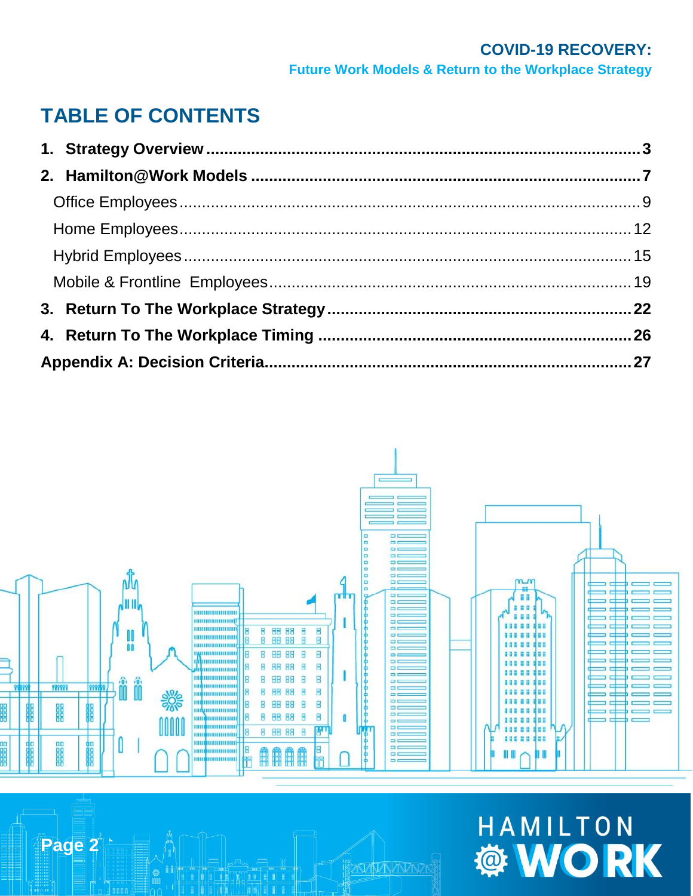# TABLE OF CONTENTS

1. **Strategy Overview** ........................................ 3
2. **Hamilton@Work Models** ........................................ 7
   - Office Employees ........................................ 9
   - Home Employees ........................................ 12
   - Hybrid Employees ........................................ 15
   - Mobile & Frontline Employees ........................................ 19
3. **Return To The Workplace Strategy** ........................................ 22
4. **Return To The Workplace Timing** ........................................ 26

**Appendix A: Decision Criteria** ........................................ 27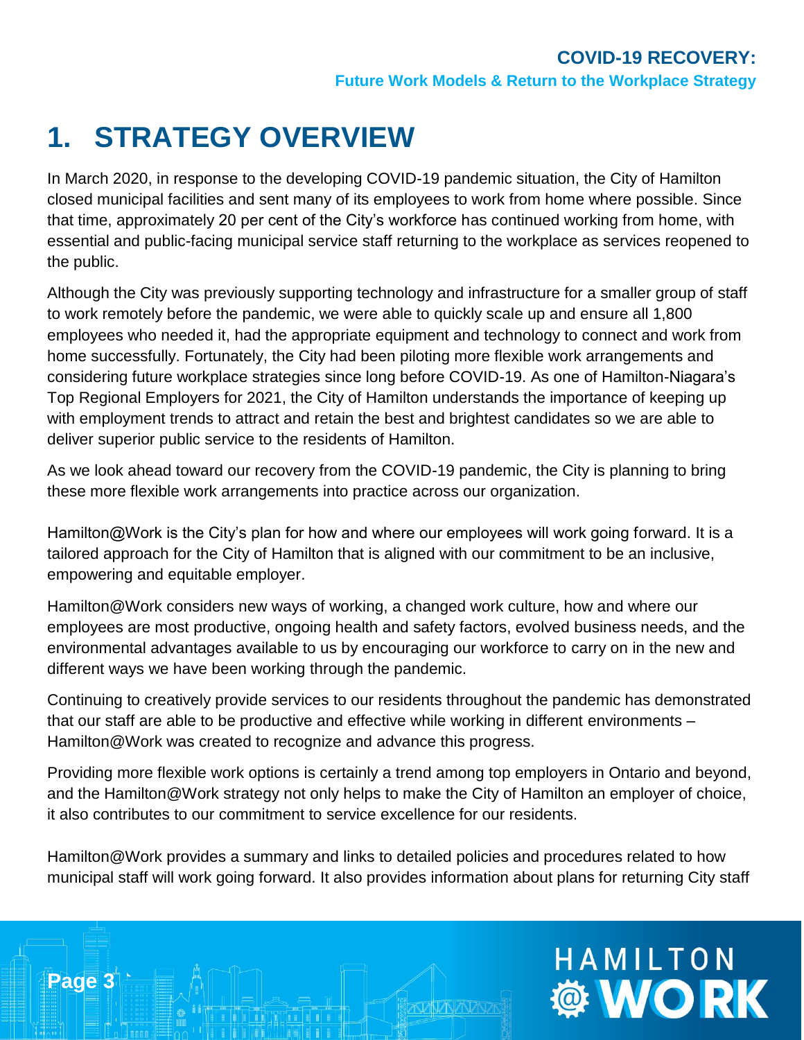# 1. STRATEGY OVERVIEW

In March 2020, in response to the developing COVID-19 pandemic situation, the City of Hamilton closed municipal facilities and sent many of its employees to work from home where possible. Since that time, approximately 20 per cent of the City's workforce has continued working from home, with essential and public-facing municipal service staff returning to the workplace as services reopened to the public.

Although the City was previously supporting technology and infrastructure for a smaller group of staff to work remotely before the pandemic, we were able to quickly scale up and ensure all 1,800 employees who needed it, had the appropriate equipment and technology to connect and work from home successfully. Fortunately, the City had been piloting more flexible work arrangements and considering future workplace strategies since long before COVID-19. As one of Hamilton-Niagara's Top Regional Employers for 2021, the City of Hamilton understands the importance of keeping up with employment trends to attract and retain the best and brightest candidates so we are able to deliver superior public service to the residents of Hamilton.

As we look ahead toward our recovery from the COVID-19 pandemic, the City is planning to bring these more flexible work arrangements into practice across our organization.

Hamilton@Work is the City's plan for how and where our employees will work going forward. It is a tailored approach for the City of Hamilton that is aligned with our commitment to be an inclusive, empowering and equitable employer.

Hamilton@Work considers new ways of working, a changed work culture, how and where our employees are most productive, ongoing health and safety factors, evolved business needs, and the environmental advantages available to us by encouraging our workforce to carry on in the new and different ways we have been working through the pandemic.

Continuing to creatively provide services to our residents throughout the pandemic has demonstrated that our staff are able to be productive and effective while working in different environments – Hamilton@Work was created to recognize and advance this progress.

Providing more flexible work options is certainly a trend among top employers in Ontario and beyond, and the Hamilton@Work strategy not only helps to make the City of Hamilton an employer of choice, it also contributes to our commitment to service excellence for our residents.

Hamilton@Work provides a summary and links to detailed policies and procedures related to how municipal staff will work going forward. It also provides information about plans for returning City staff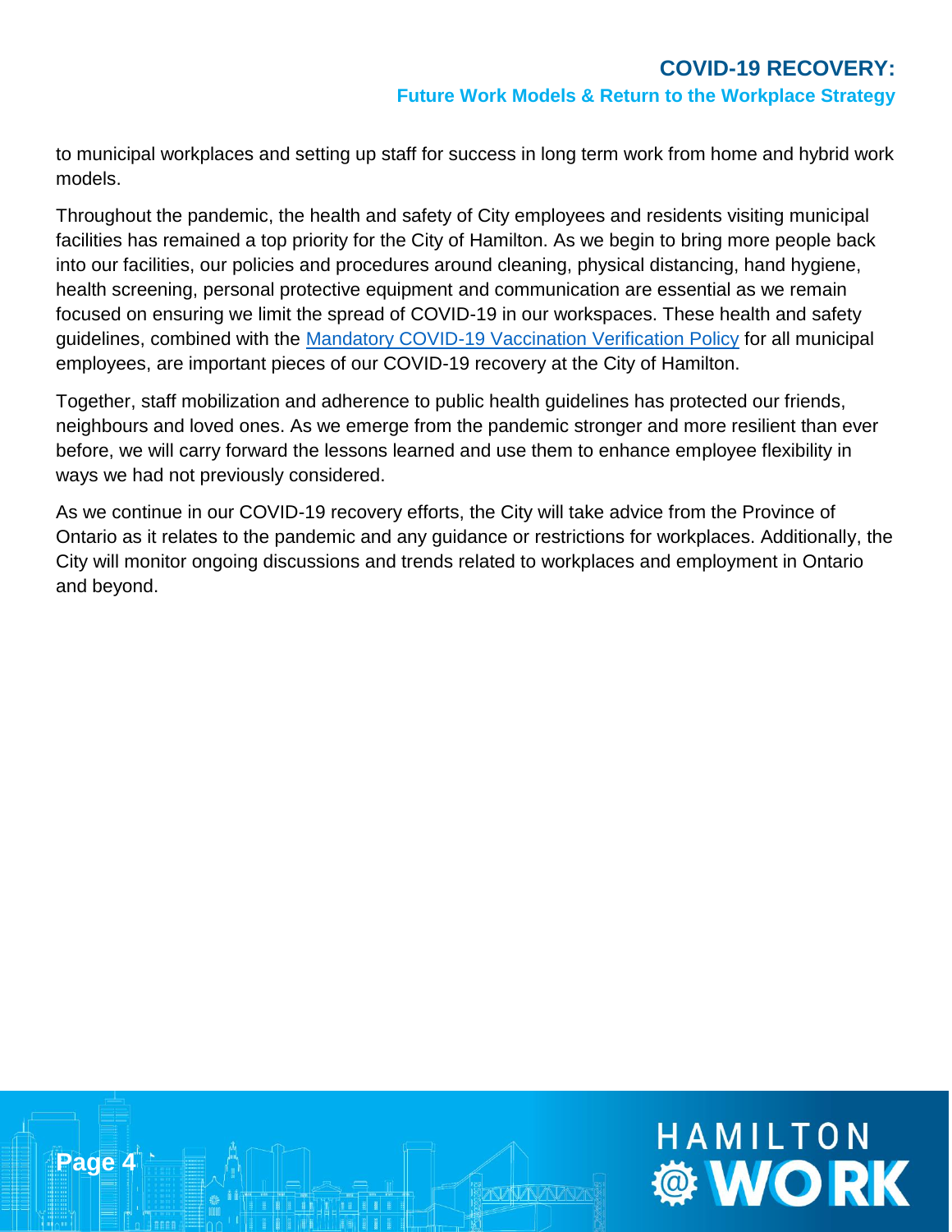to municipal workplaces and setting up staff for success in long term work from home and hybrid work models.

Throughout the pandemic, the health and safety of City employees and residents visiting municipal facilities has remained a top priority for the City of Hamilton. As we begin to bring more people back into our facilities, our policies and procedures around cleaning, physical distancing, hand hygiene, health screening, personal protective equipment and communication are essential as we remain focused on ensuring we limit the spread of COVID-19 in our workspaces. These health and safety guidelines, combined with the Mandatory COVID-19 Vaccination Verification Policy for all municipal employees, are important pieces of our COVID-19 recovery at the City of Hamilton.

Together, staff mobilization and adherence to public health guidelines has protected our friends, neighbours and loved ones. As we emerge from the pandemic stronger and more resilient than ever before, we will carry forward the lessons learned and use them to enhance employee flexibility in ways we had not previously considered.

As we continue in our COVID-19 recovery efforts, the City will take advice from the Province of Ontario as it relates to the pandemic and any guidance or restrictions for workplaces. Additionally, the City will monitor ongoing discussions and trends related to workplaces and employment in Ontario and beyond.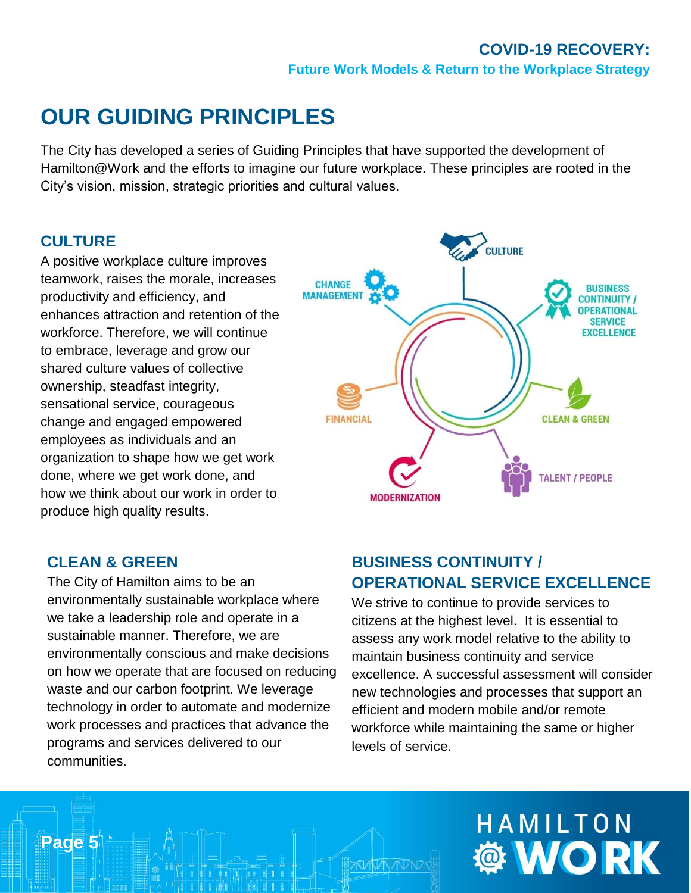# OUR GUIDING PRINCIPLES

The City has developed a series of Guiding Principles that have supported the development of Hamilton@Work and the efforts to imagine our future workplace. These principles are rooted in the City's vision, mission, strategic priorities and cultural values.

## CULTURE

A positive workplace culture improves teamwork, raises the morale, increases productivity and efficiency, and enhances attraction and retention of the workforce. Therefore, we will continue to embrace, leverage and grow our shared culture values of collective ownership, steadfast integrity, sensational service, courageous change and engaged empowered employees as individuals and an organization to shape how we get work done, where we get work done, and how we think about our work in order to produce high quality results.

## CLEAN & GREEN

The City of Hamilton aims to be an environmentally sustainable workplace where we take a leadership role and operate in a sustainable manner. Therefore, we are environmentally conscious and make decisions on how we operate that are focused on reducing waste and our carbon footprint. We leverage technology in order to automate and modernize work processes and practices that advance the programs and services delivered to our communities.

## BUSINESS CONTINUITY / OPERATIONAL SERVICE EXCELLENCE

We strive to continue to provide services to citizens at the highest level. It is essential to assess any work model relative to the ability to maintain business continuity and service excellence. A successful assessment will consider new technologies and processes that support an efficient and modern mobile and/or remote workforce while maintaining the same or higher levels of service.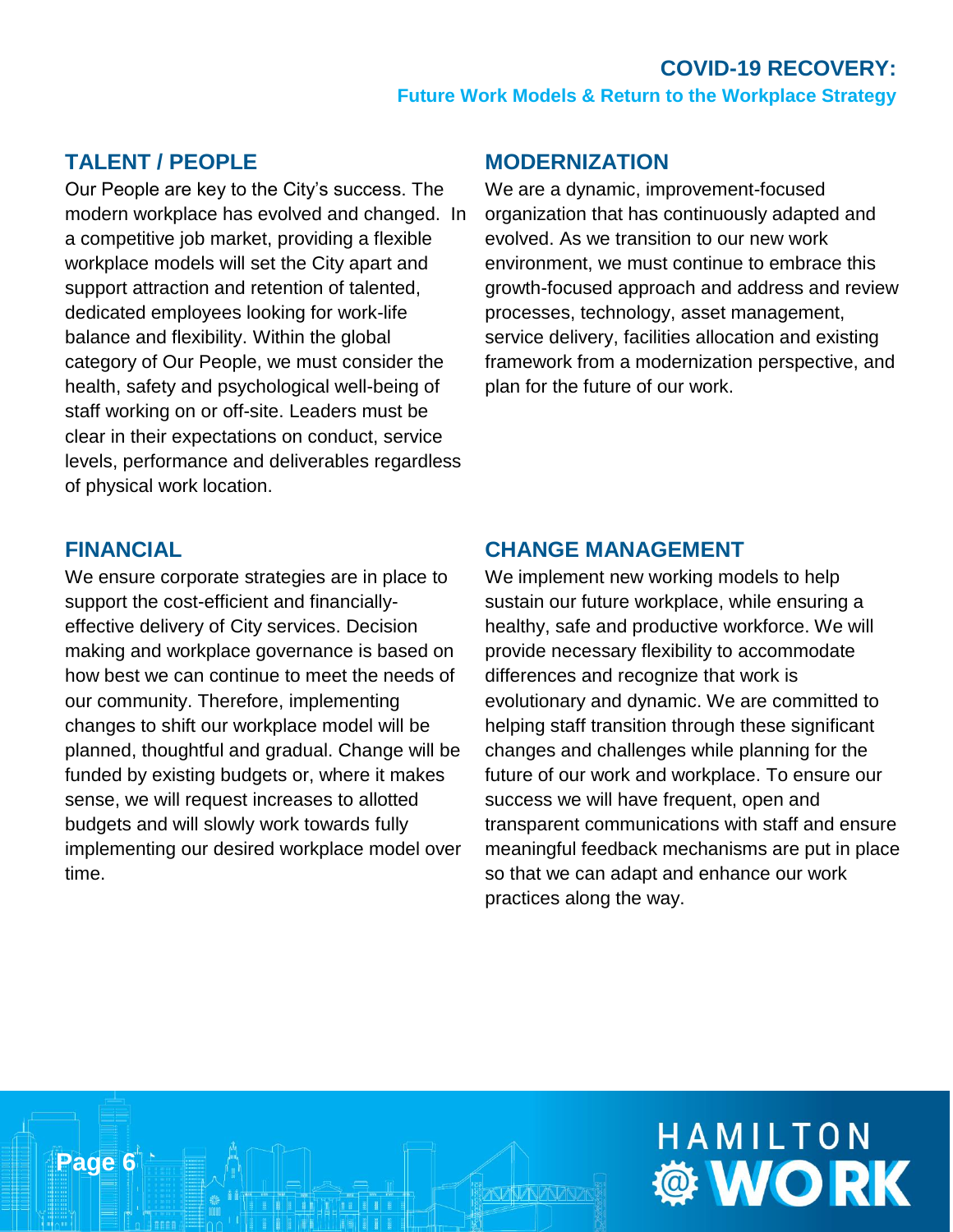## TALENT / PEOPLE

Our People are key to the City's success. The modern workplace has evolved and changed. In a competitive job market, providing a flexible workplace models will set the City apart and support attraction and retention of talented, dedicated employees looking for work-life balance and flexibility. Within the global category of Our People, we must consider the health, safety and psychological well-being of staff working on or off-site. Leaders must be clear in their expectations on conduct, service levels, performance and deliverables regardless of physical work location.

## MODERNIZATION

We are a dynamic, improvement-focused organization that has continuously adapted and evolved. As we transition to our new work environment, we must continue to embrace this growth-focused approach and address and review processes, technology, asset management, service delivery, facilities allocation and existing framework from a modernization perspective, and plan for the future of our work.

## FINANCIAL

We ensure corporate strategies are in place to support the cost-efficient and financially-effective delivery of City services. Decision making and workplace governance is based on how best we can continue to meet the needs of our community. Therefore, implementing changes to shift our workplace model will be planned, thoughtful and gradual. Change will be funded by existing budgets or, where it makes sense, we will request increases to allotted budgets and will slowly work towards fully implementing our desired workplace model over time.

## CHANGE MANAGEMENT

We implement new working models to help sustain our future workplace, while ensuring a healthy, safe and productive workforce. We will provide necessary flexibility to accommodate differences and recognize that work is evolutionary and dynamic. We are committed to helping staff transition through these significant changes and challenges while planning for the future of our work and workplace. To ensure our success we will have frequent, open and transparent communications with staff and ensure meaningful feedback mechanisms are put in place so that we can adapt and enhance our work practices along the way.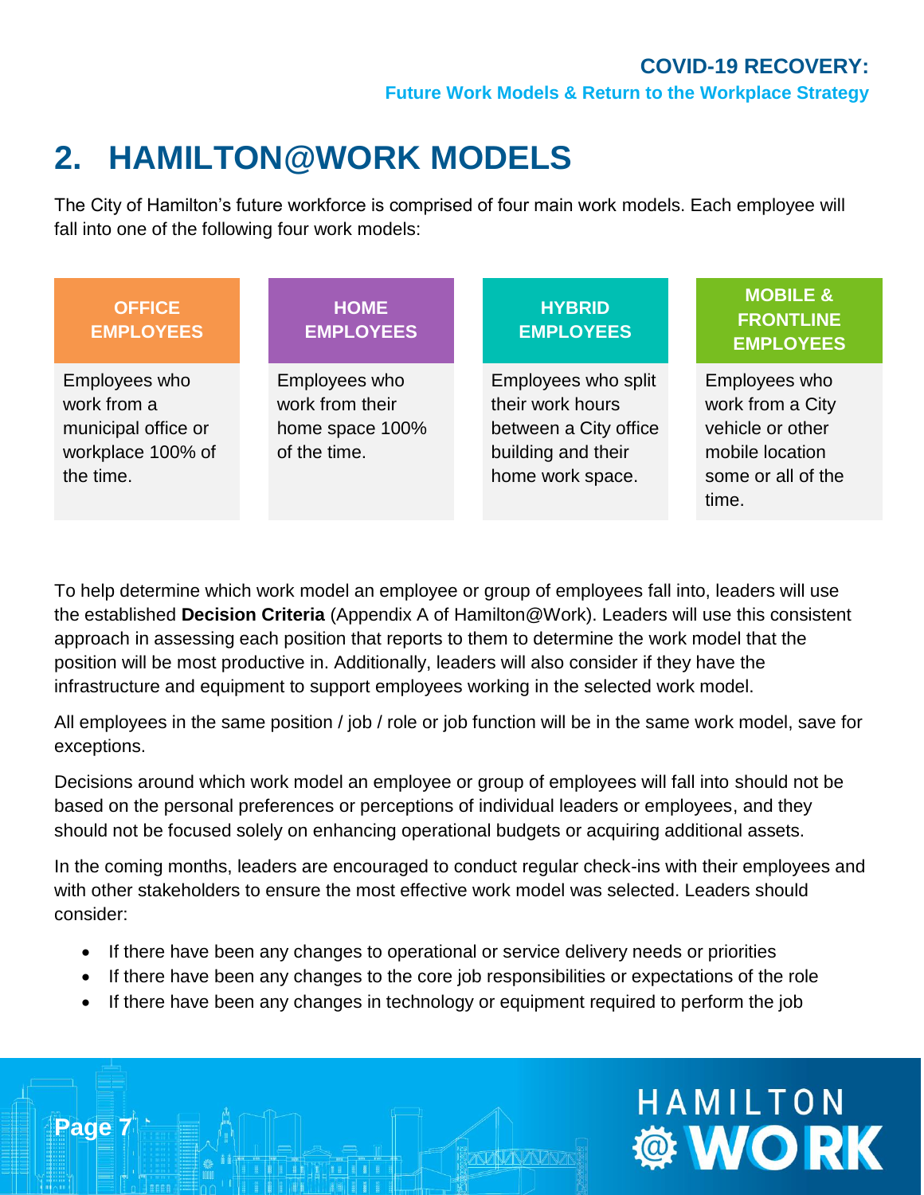## 2. HAMILTON@WORK MODELS

The City of Hamilton's future workforce is comprised of four main work models. Each employee will fall into one of the following four work models:

| OFFICE EMPLOYEES | HOME EMPLOYEES | HYBRID EMPLOYEES | MOBILE & FRONTLINE EMPLOYEES |
| --- | --- | --- | --- |
| Employees who work from a municipal office or workplace 100% of the time. | Employees who work from their home space 100% of the time. | Employees who split their work hours between a City office building and their home work space. | Employees who work from a City vehicle or other mobile location some or all of the time. |

To help determine which work model an employee or group of employees fall into, leaders will use the established **Decision Criteria** (Appendix A of Hamilton@Work). Leaders will use this consistent approach in assessing each position that reports to them to determine the work model that the position will be most productive in. Additionally, leaders will also consider if they have the infrastructure and equipment to support employees working in the selected work model.

All employees in the same position / job / role or job function will be in the same work model, save for exceptions.

Decisions around which work model an employee or group of employees will fall into should not be based on the personal preferences or perceptions of individual leaders or employees, and they should not be focused solely on enhancing operational budgets or acquiring additional assets.

In the coming months, leaders are encouraged to conduct regular check-ins with their employees and with other stakeholders to ensure the most effective work model was selected. Leaders should consider:

- If there have been any changes to operational or service delivery needs or priorities
- If there have been any changes to the core job responsibilities or expectations of the role
- If there have been any changes in technology or equipment required to perform the job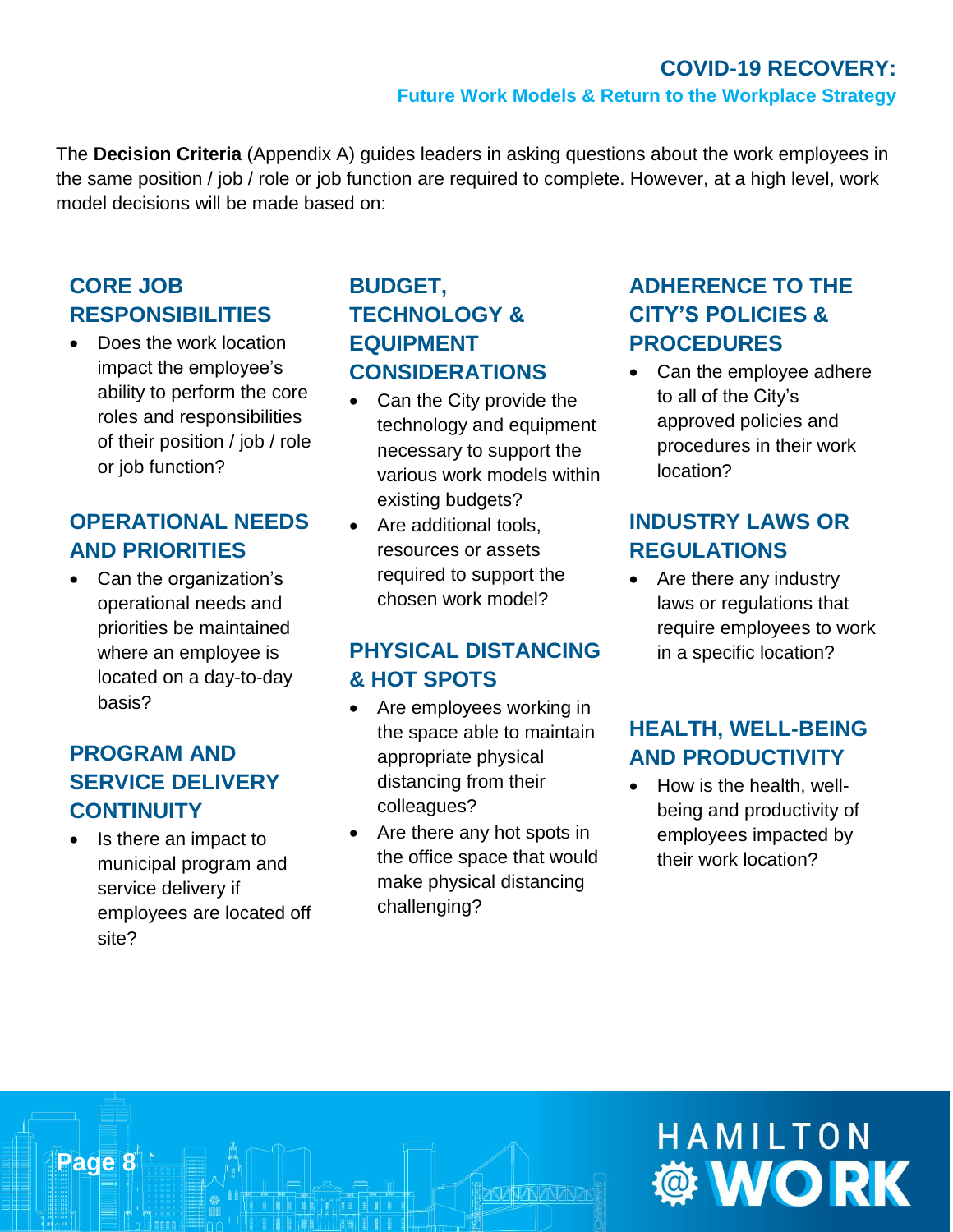The **Decision Criteria** (Appendix A) guides leaders in asking questions about the work employees in the same position / job / role or job function are required to complete. However, at a high level, work model decisions will be made based on:

### CORE JOB RESPONSIBILITIES

- Does the work location impact the employee's ability to perform the core roles and responsibilities of their position / job / role or job function?

### OPERATIONAL NEEDS AND PRIORITIES

- Can the organization's operational needs and priorities be maintained where an employee is located on a day-to-day basis?

### PROGRAM AND SERVICE DELIVERY CONTINUITY

- Is there an impact to municipal program and service delivery if employees are located off site?

### BUDGET, TECHNOLOGY & EQUIPMENT CONSIDERATIONS

- Can the City provide the technology and equipment necessary to support the various work models within existing budgets?
- Are additional tools, resources or assets required to support the chosen work model?

### PHYSICAL DISTANCING & HOT SPOTS

- Are employees working in the space able to maintain appropriate physical distancing from their colleagues?
- Are there any hot spots in the office space that would make physical distancing challenging?

### ADHERENCE TO THE CITY'S POLICIES & PROCEDURES

- Can the employee adhere to all of the City's approved policies and procedures in their work location?

### INDUSTRY LAWS OR REGULATIONS

- Are there any industry laws or regulations that require employees to work in a specific location?

### HEALTH, WELL-BEING AND PRODUCTIVITY

- How is the health, well-being and productivity of employees impacted by their work location?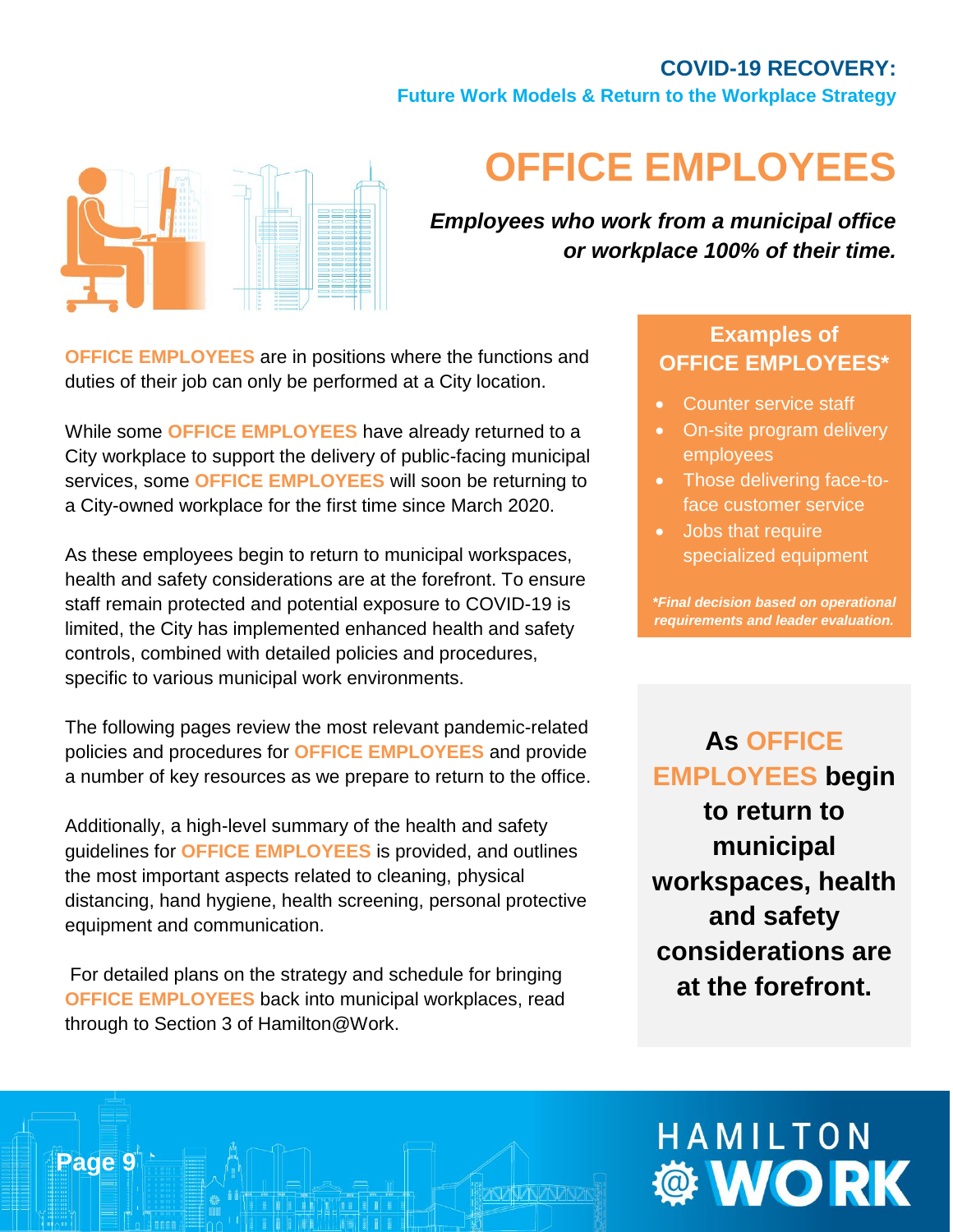# OFFICE EMPLOYEES

***Employees who work from a municipal office or workplace 100% of their time.***

**OFFICE EMPLOYEES** are in positions where the functions and duties of their job can only be performed at a City location.

While some **OFFICE EMPLOYEES** have already returned to a City workplace to support the delivery of public-facing municipal services, some **OFFICE EMPLOYEES** will soon be returning to a City-owned workplace for the first time since March 2020.

As these employees begin to return to municipal workspaces, health and safety considerations are at the forefront. To ensure staff remain protected and potential exposure to COVID-19 is limited, the City has implemented enhanced health and safety controls, combined with detailed policies and procedures, specific to various municipal work environments.

The following pages review the most relevant pandemic-related policies and procedures for **OFFICE EMPLOYEES** and provide a number of key resources as we prepare to return to the office.

Additionally, a high-level summary of the health and safety guidelines for **OFFICE EMPLOYEES** is provided, and outlines the most important aspects related to cleaning, physical distancing, hand hygiene, health screening, personal protective equipment and communication.

For detailed plans on the strategy and schedule for bringing **OFFICE EMPLOYEES** back into municipal workplaces, read through to Section 3 of Hamilton@Work.

### Examples of OFFICE EMPLOYEES*

- Counter service staff
- On-site program delivery employees
- Those delivering face-to-face customer service
- Jobs that require specialized equipment

***Final decision based on operational requirements and leader evaluation.***

**As OFFICE EMPLOYEES begin to return to municipal workspaces, health and safety considerations are at the forefront.**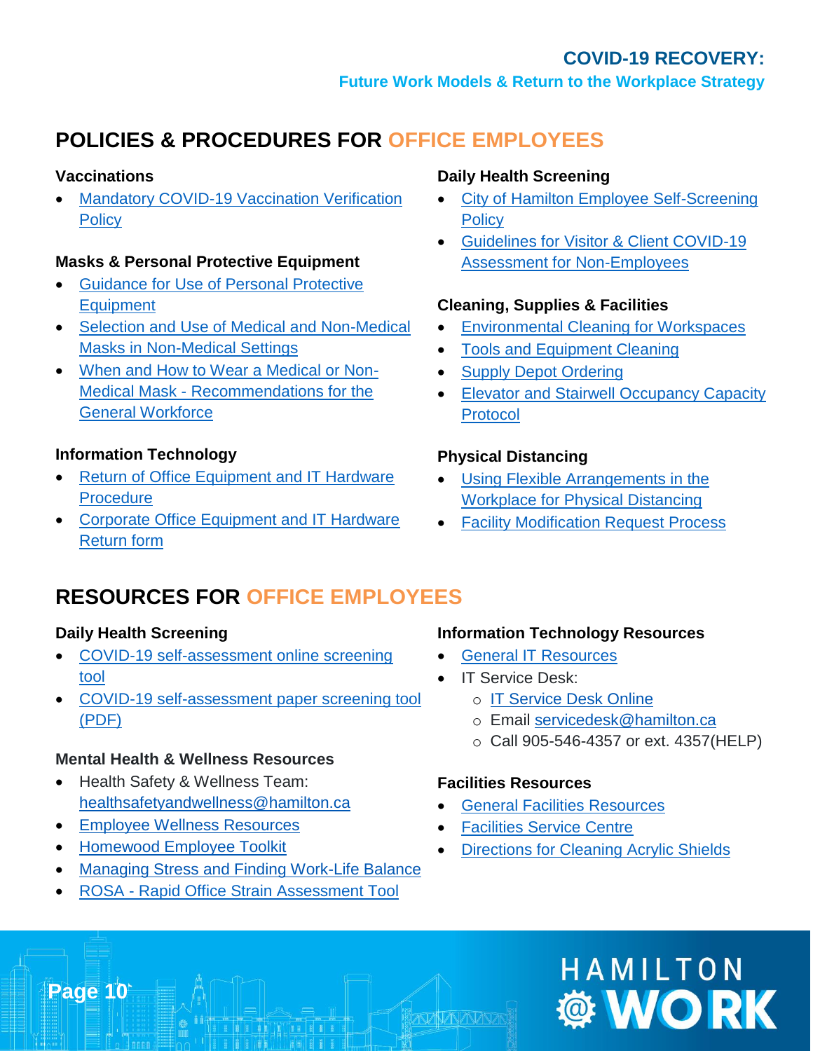## POLICIES & PROCEDURES FOR OFFICE EMPLOYEES

### Vaccinations

- Mandatory COVID-19 Vaccination Verification Policy

### Masks & Personal Protective Equipment

- Guidance for Use of Personal Protective Equipment
- Selection and Use of Medical and Non-Medical Masks in Non-Medical Settings
- When and How to Wear a Medical or Non-Medical Mask - Recommendations for the General Workforce

### Information Technology

- Return of Office Equipment and IT Hardware Procedure
- Corporate Office Equipment and IT Hardware Return form

### Daily Health Screening

- City of Hamilton Employee Self-Screening Policy
- Guidelines for Visitor & Client COVID-19 Assessment for Non-Employees

### Cleaning, Supplies & Facilities

- Environmental Cleaning for Workspaces
- Tools and Equipment Cleaning
- Supply Depot Ordering
- Elevator and Stairwell Occupancy Capacity Protocol

### Physical Distancing

- Using Flexible Arrangements in the Workplace for Physical Distancing
- Facility Modification Request Process

## RESOURCES FOR OFFICE EMPLOYEES

### Daily Health Screening

- COVID-19 self-assessment online screening tool
- COVID-19 self-assessment paper screening tool (PDF)

### Mental Health & Wellness Resources

- Health Safety & Wellness Team: healthsafetyandwellness@hamilton.ca
- Employee Wellness Resources
- Homewood Employee Toolkit
- Managing Stress and Finding Work-Life Balance
- ROSA - Rapid Office Strain Assessment Tool

### Information Technology Resources

- General IT Resources
- IT Service Desk:
  - IT Service Desk Online
  - Email servicedesk@hamilton.ca
  - Call 905-546-4357 or ext. 4357(HELP)

### Facilities Resources

- General Facilities Resources
- Facilities Service Centre
- Directions for Cleaning Acrylic Shields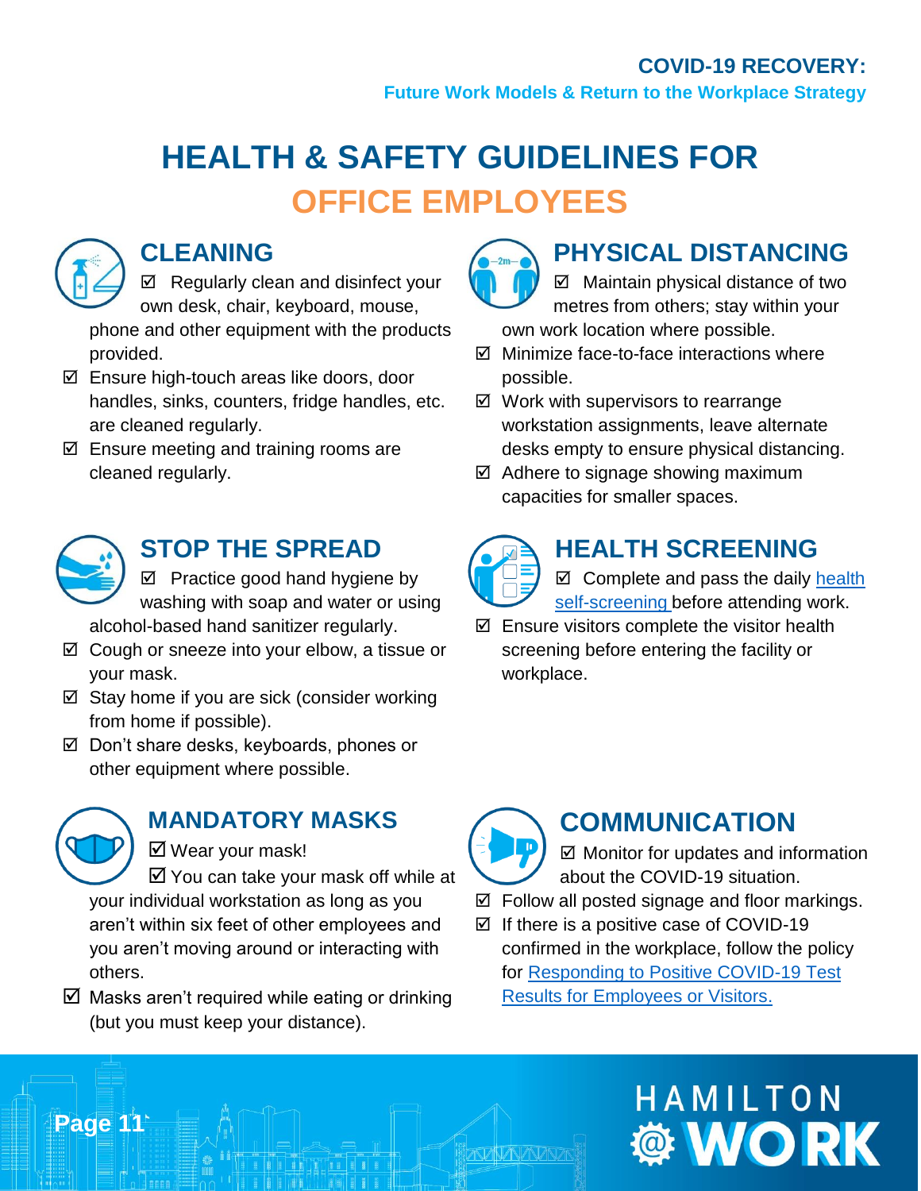# HEALTH & SAFETY GUIDELINES FOR OFFICE EMPLOYEES

## CLEANING

- ☑ Regularly clean and disinfect your own desk, chair, keyboard, mouse, phone and other equipment with the products provided.
- ☑ Ensure high-touch areas like doors, door handles, sinks, counters, fridge handles, etc. are cleaned regularly.
- ☑ Ensure meeting and training rooms are cleaned regularly.

## PHYSICAL DISTANCING

- ☑ Maintain physical distance of two metres from others; stay within your own work location where possible.
- ☑ Minimize face-to-face interactions where possible.
- ☑ Work with supervisors to rearrange workstation assignments, leave alternate desks empty to ensure physical distancing.
- ☑ Adhere to signage showing maximum capacities for smaller spaces.

## STOP THE SPREAD

- ☑ Practice good hand hygiene by washing with soap and water or using alcohol-based hand sanitizer regularly.
- ☑ Cough or sneeze into your elbow, a tissue or your mask.
- ☑ Stay home if you are sick (consider working from home if possible).
- ☑ Don't share desks, keyboards, phones or other equipment where possible.

## HEALTH SCREENING

- ☑ Complete and pass the daily health self-screening before attending work.
- ☑ Ensure visitors complete the visitor health screening before entering the facility or workplace.

## MANDATORY MASKS

- ☑ Wear your mask!
- ☑ You can take your mask off while at your individual workstation as long as you aren't within six feet of other employees and you aren't moving around or interacting with others.
- ☑ Masks aren't required while eating or drinking (but you must keep your distance).

## COMMUNICATION

- ☑ Monitor for updates and information about the COVID-19 situation.
- ☑ Follow all posted signage and floor markings.
- ☑ If there is a positive case of COVID-19 confirmed in the workplace, follow the policy for Responding to Positive COVID-19 Test Results for Employees or Visitors.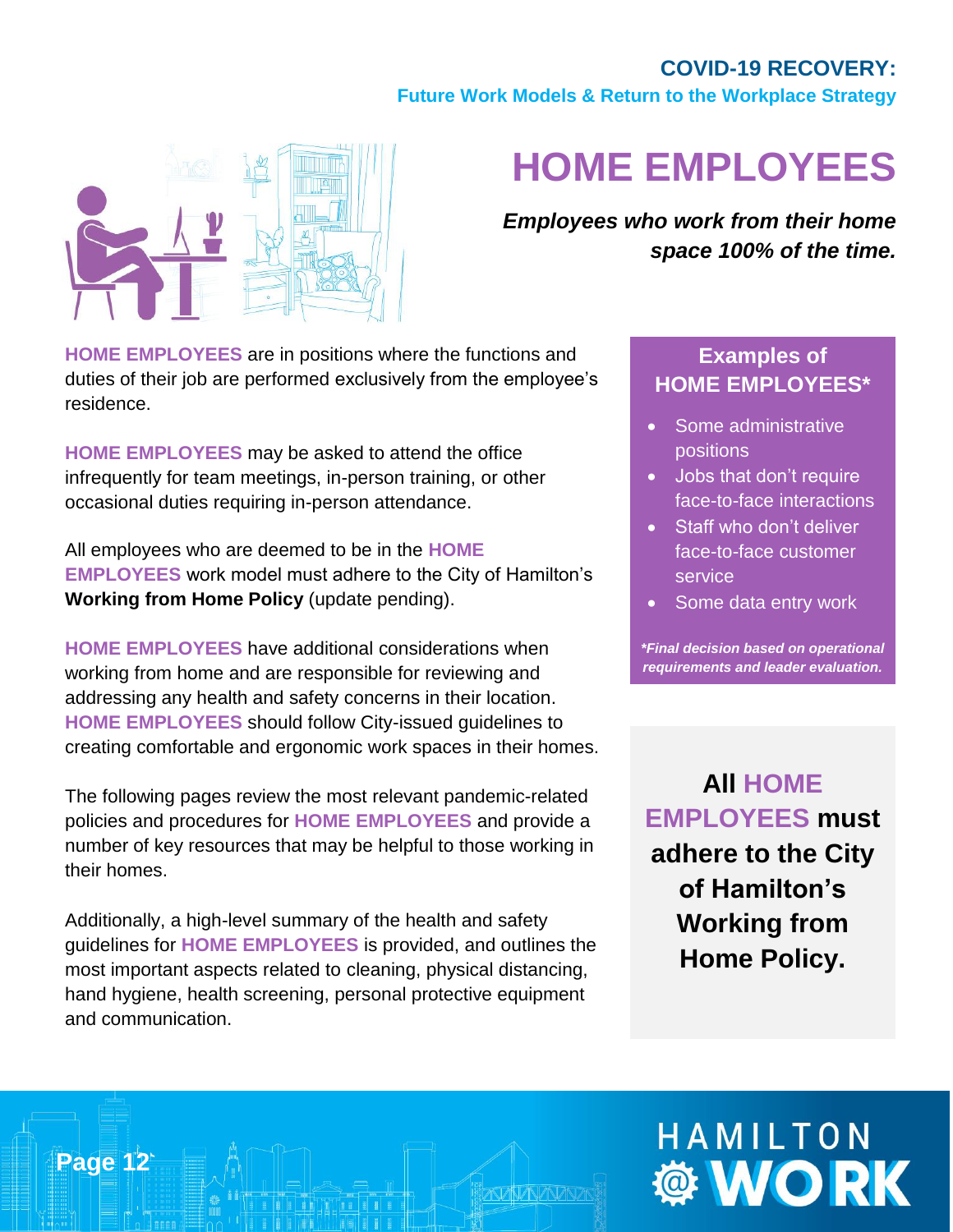# HOME EMPLOYEES

***Employees who work from their home space 100% of the time.***

**HOME EMPLOYEES** are in positions where the functions and duties of their job are performed exclusively from the employee's residence.

**HOME EMPLOYEES** may be asked to attend the office infrequently for team meetings, in-person training, or other occasional duties requiring in-person attendance.

All employees who are deemed to be in the **HOME EMPLOYEES** work model must adhere to the City of Hamilton's **Working from Home Policy** (update pending).

**HOME EMPLOYEES** have additional considerations when working from home and are responsible for reviewing and addressing any health and safety concerns in their location. **HOME EMPLOYEES** should follow City-issued guidelines to creating comfortable and ergonomic work spaces in their homes.

The following pages review the most relevant pandemic-related policies and procedures for **HOME EMPLOYEES** and provide a number of key resources that may be helpful to those working in their homes.

Additionally, a high-level summary of the health and safety guidelines for **HOME EMPLOYEES** is provided, and outlines the most important aspects related to cleaning, physical distancing, hand hygiene, health screening, personal protective equipment and communication.

### Examples of HOME EMPLOYEES*

- Some administrative positions
- Jobs that don't require face-to-face interactions
- Staff who don't deliver face-to-face customer service
- Some data entry work

***Final decision based on operational requirements and leader evaluation.***

**All HOME EMPLOYEES must adhere to the City of Hamilton's Working from Home Policy.**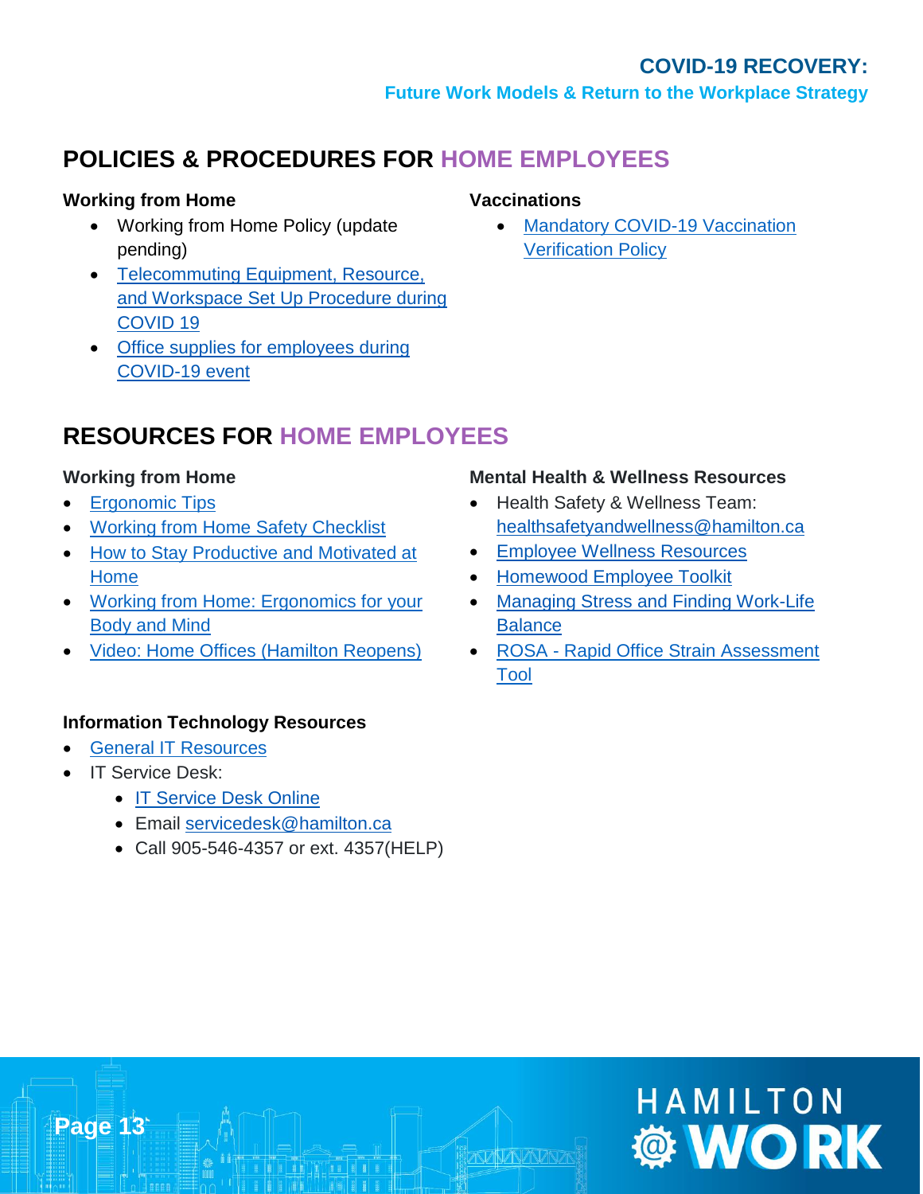## POLICIES & PROCEDURES FOR HOME EMPLOYEES

### Working from Home

- Working from Home Policy (update pending)
- Telecommuting Equipment, Resource, and Workspace Set Up Procedure during COVID 19
- Office supplies for employees during COVID-19 event

### Vaccinations

- Mandatory COVID-19 Vaccination Verification Policy

## RESOURCES FOR HOME EMPLOYEES

### Working from Home

- Ergonomic Tips
- Working from Home Safety Checklist
- How to Stay Productive and Motivated at Home
- Working from Home: Ergonomics for your Body and Mind
- Video: Home Offices (Hamilton Reopens)

### Mental Health & Wellness Resources

- Health Safety & Wellness Team: healthsafetyandwellness@hamilton.ca
- Employee Wellness Resources
- Homewood Employee Toolkit
- Managing Stress and Finding Work-Life Balance
- ROSA - Rapid Office Strain Assessment Tool

### Information Technology Resources

- General IT Resources
- IT Service Desk:
  - IT Service Desk Online
  - Email servicedesk@hamilton.ca
  - Call 905-546-4357 or ext. 4357(HELP)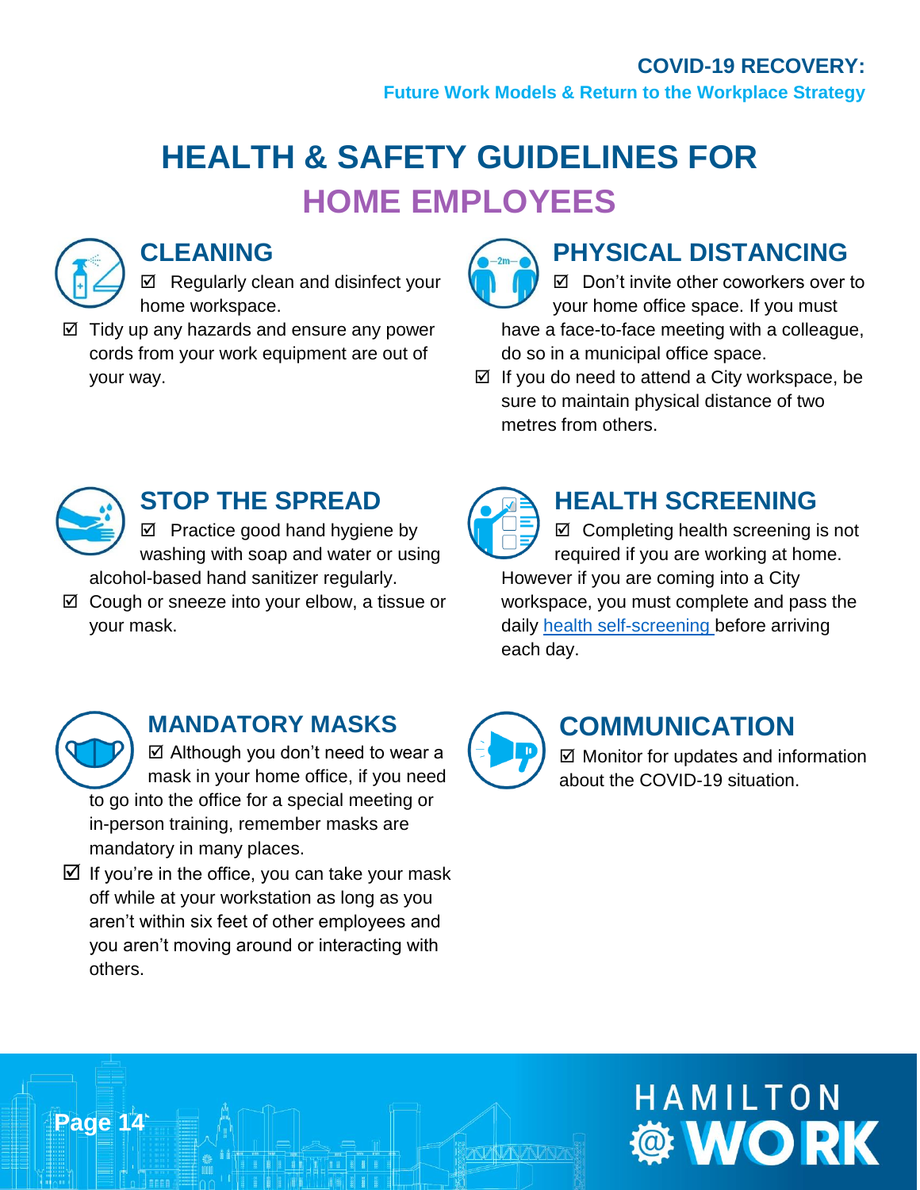# HEALTH & SAFETY GUIDELINES FOR HOME EMPLOYEES

## CLEANING

- ☑ Regularly clean and disinfect your home workspace.
- ☑ Tidy up any hazards and ensure any power cords from your work equipment are out of your way.

## PHYSICAL DISTANCING

- ☑ Don't invite other coworkers over to your home office space. If you must have a face-to-face meeting with a colleague, do so in a municipal office space.
- ☑ If you do need to attend a City workspace, be sure to maintain physical distance of two metres from others.

## STOP THE SPREAD

- ☑ Practice good hand hygiene by washing with soap and water or using alcohol-based hand sanitizer regularly.
- ☑ Cough or sneeze into your elbow, a tissue or your mask.

## HEALTH SCREENING

- ☑ Completing health screening is not required if you are working at home. However if you are coming into a City workspace, you must complete and pass the daily health self-screening before arriving each day.

## MANDATORY MASKS

- ☑ Although you don't need to wear a mask in your home office, if you need to go into the office for a special meeting or in-person training, remember masks are mandatory in many places.
- ☑ If you're in the office, you can take your mask off while at your workstation as long as you aren't within six feet of other employees and you aren't moving around or interacting with others.

## COMMUNICATION

- ☑ Monitor for updates and information about the COVID-19 situation.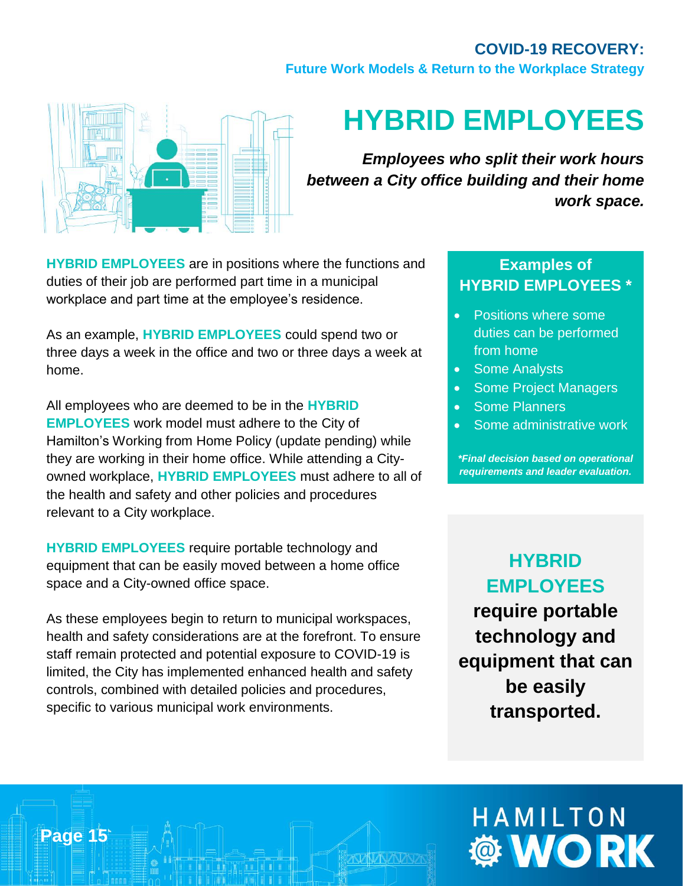# HYBRID EMPLOYEES

***Employees who split their work hours between a City office building and their home work space.***

**HYBRID EMPLOYEES** are in positions where the functions and duties of their job are performed part time in a municipal workplace and part time at the employee's residence.

As an example, **HYBRID EMPLOYEES** could spend two or three days a week in the office and two or three days a week at home.

All employees who are deemed to be in the **HYBRID EMPLOYEES** work model must adhere to the City of Hamilton's Working from Home Policy (update pending) while they are working in their home office. While attending a City-owned workplace, **HYBRID EMPLOYEES** must adhere to all of the health and safety and other policies and procedures relevant to a City workplace.

**HYBRID EMPLOYEES** require portable technology and equipment that can be easily moved between a home office space and a City-owned office space.

As these employees begin to return to municipal workspaces, health and safety considerations are at the forefront. To ensure staff remain protected and potential exposure to COVID-19 is limited, the City has implemented enhanced health and safety controls, combined with detailed policies and procedures, specific to various municipal work environments.

## Examples of HYBRID EMPLOYEES *

- Positions where some duties can be performed from home
- Some Analysts
- Some Project Managers
- Some Planners
- Some administrative work

***Final decision based on operational requirements and leader evaluation.**

**HYBRID EMPLOYEES require portable technology and equipment that can be easily transported.**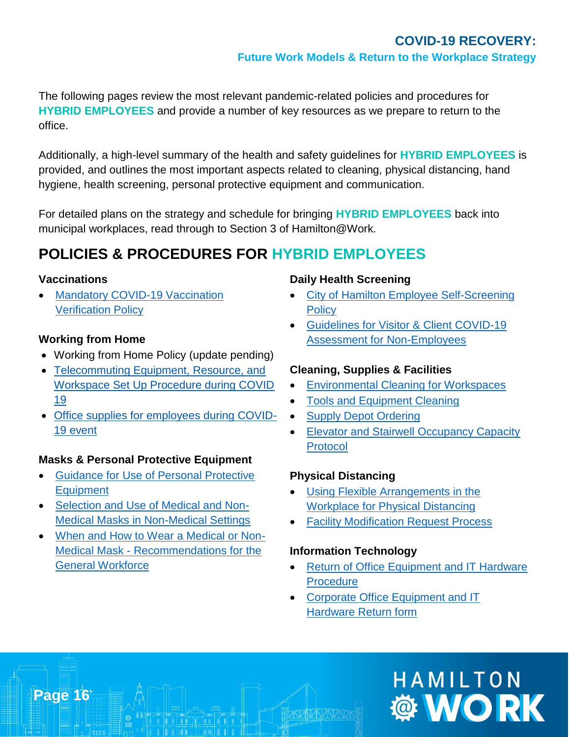The following pages review the most relevant pandemic-related policies and procedures for **HYBRID EMPLOYEES** and provide a number of key resources as we prepare to return to the office.

Additionally, a high-level summary of the health and safety guidelines for **HYBRID EMPLOYEES** is provided, and outlines the most important aspects related to cleaning, physical distancing, hand hygiene, health screening, personal protective equipment and communication.

For detailed plans on the strategy and schedule for bringing **HYBRID EMPLOYEES** back into municipal workplaces, read through to Section 3 of Hamilton@Work.

## POLICIES & PROCEDURES FOR HYBRID EMPLOYEES

### Vaccinations

- Mandatory COVID-19 Vaccination Verification Policy

### Working from Home

- Working from Home Policy (update pending)
- Telecommuting Equipment, Resource, and Workspace Set Up Procedure during COVID 19
- Office supplies for employees during COVID-19 event

### Masks & Personal Protective Equipment

- Guidance for Use of Personal Protective Equipment
- Selection and Use of Medical and Non-Medical Masks in Non-Medical Settings
- When and How to Wear a Medical or Non-Medical Mask - Recommendations for the General Workforce

### Daily Health Screening

- City of Hamilton Employee Self-Screening Policy
- Guidelines for Visitor & Client COVID-19 Assessment for Non-Employees

### Cleaning, Supplies & Facilities

- Environmental Cleaning for Workspaces
- Tools and Equipment Cleaning
- Supply Depot Ordering
- Elevator and Stairwell Occupancy Capacity Protocol

### Physical Distancing

- Using Flexible Arrangements in the Workplace for Physical Distancing
- Facility Modification Request Process

### Information Technology

- Return of Office Equipment and IT Hardware Procedure
- Corporate Office Equipment and IT Hardware Return form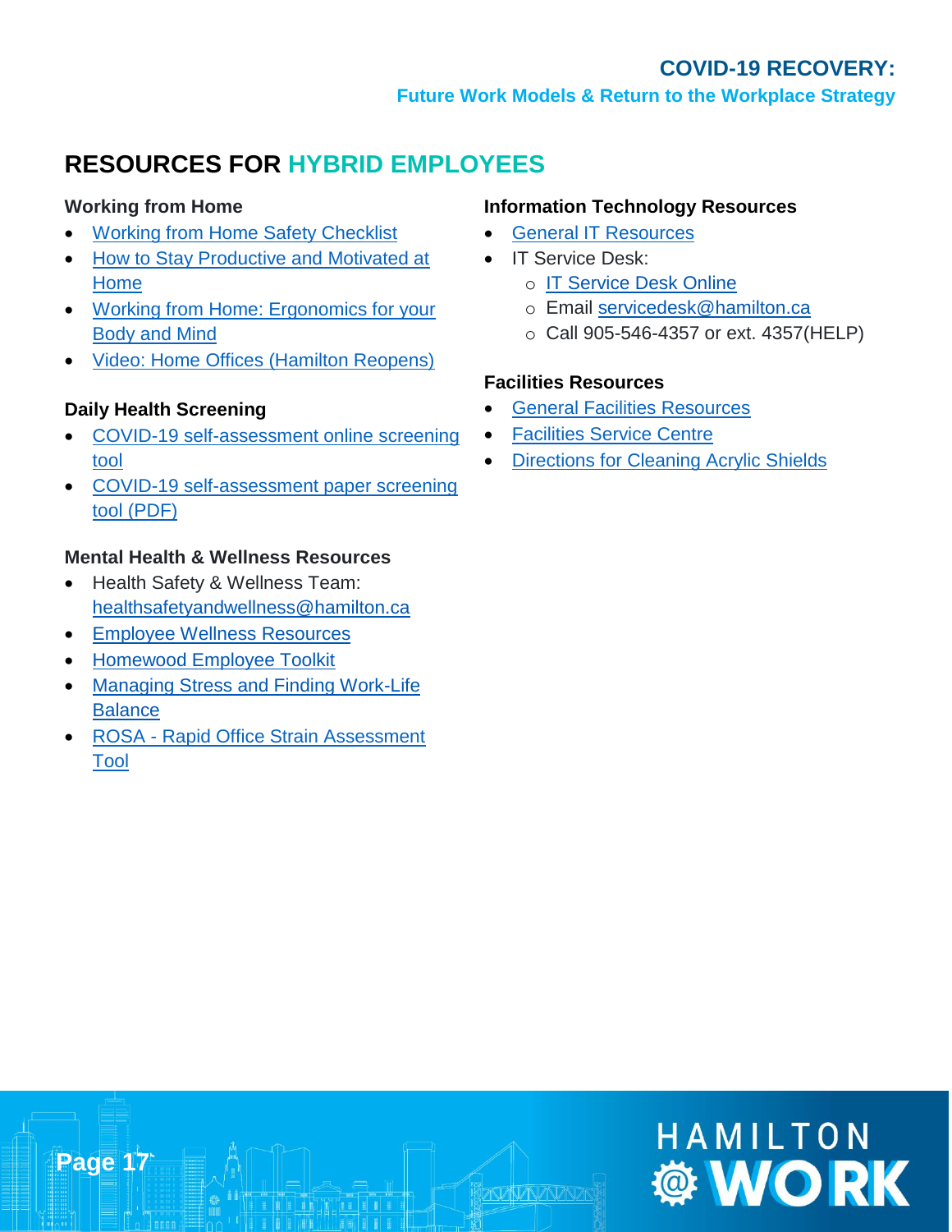## RESOURCES FOR HYBRID EMPLOYEES

### Working from Home

- Working from Home Safety Checklist
- How to Stay Productive and Motivated at Home
- Working from Home: Ergonomics for your Body and Mind
- Video: Home Offices (Hamilton Reopens)

### Daily Health Screening

- COVID-19 self-assessment online screening tool
- COVID-19 self-assessment paper screening tool (PDF)

### Mental Health & Wellness Resources

- Health Safety & Wellness Team: healthsafetyandwellness@hamilton.ca
- Employee Wellness Resources
- Homewood Employee Toolkit
- Managing Stress and Finding Work-Life Balance
- ROSA - Rapid Office Strain Assessment Tool

### Information Technology Resources

- General IT Resources
- IT Service Desk:
  - IT Service Desk Online
  - Email servicedesk@hamilton.ca
  - Call 905-546-4357 or ext. 4357(HELP)

### Facilities Resources

- General Facilities Resources
- Facilities Service Centre
- Directions for Cleaning Acrylic Shields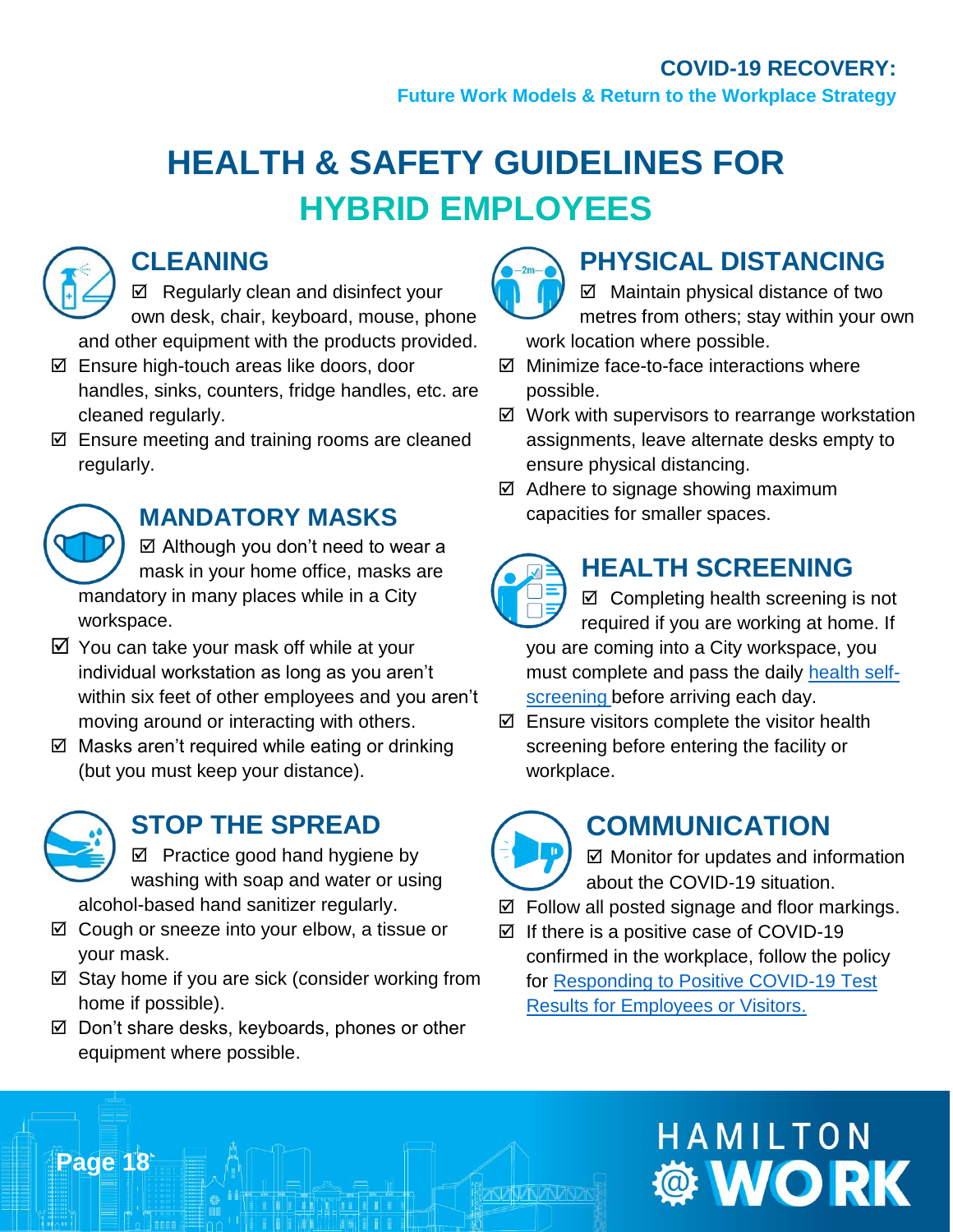# HEALTH & SAFETY GUIDELINES FOR HYBRID EMPLOYEES

## CLEANING

- ☑ Regularly clean and disinfect your own desk, chair, keyboard, mouse, phone and other equipment with the products provided.
- ☑ Ensure high-touch areas like doors, door handles, sinks, counters, fridge handles, etc. are cleaned regularly.
- ☑ Ensure meeting and training rooms are cleaned regularly.

## MANDATORY MASKS

- ☑ Although you don't need to wear a mask in your home office, masks are mandatory in many places while in a City workspace.
- ☑ You can take your mask off while at your individual workstation as long as you aren't within six feet of other employees and you aren't moving around or interacting with others.
- ☑ Masks aren't required while eating or drinking (but you must keep your distance).

## STOP THE SPREAD

- ☑ Practice good hand hygiene by washing with soap and water or using alcohol-based hand sanitizer regularly.
- ☑ Cough or sneeze into your elbow, a tissue or your mask.
- ☑ Stay home if you are sick (consider working from home if possible).
- ☑ Don't share desks, keyboards, phones or other equipment where possible.

## PHYSICAL DISTANCING

- ☑ Maintain physical distance of two metres from others; stay within your own work location where possible.
- ☑ Minimize face-to-face interactions where possible.
- ☑ Work with supervisors to rearrange workstation assignments, leave alternate desks empty to ensure physical distancing.
- ☑ Adhere to signage showing maximum capacities for smaller spaces.

## HEALTH SCREENING

- ☑ Completing health screening is not required if you are working at home. If you are coming into a City workspace, you must complete and pass the daily health self-screening before arriving each day.
- ☑ Ensure visitors complete the visitor health screening before entering the facility or workplace.

## COMMUNICATION

- ☑ Monitor for updates and information about the COVID-19 situation.
- ☑ Follow all posted signage and floor markings.
- ☑ If there is a positive case of COVID-19 confirmed in the workplace, follow the policy for Responding to Positive COVID-19 Test Results for Employees or Visitors.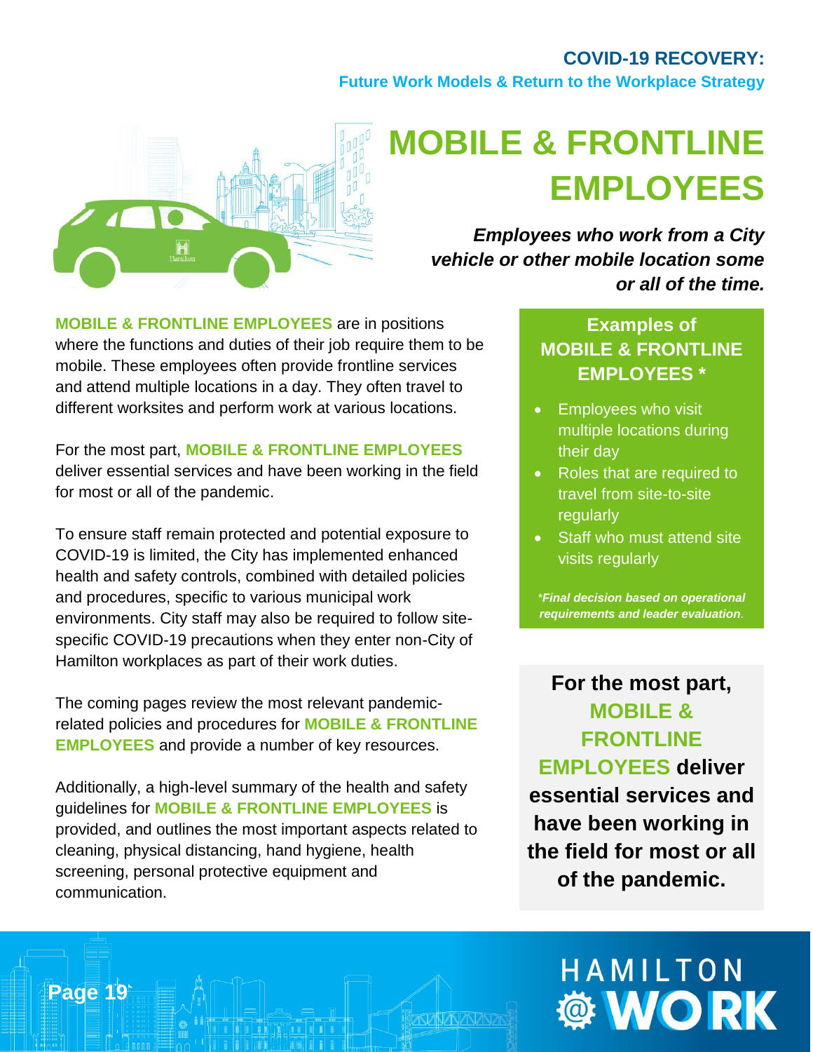# MOBILE & FRONTLINE EMPLOYEES

***Employees who work from a City vehicle or other mobile location some or all of the time.***

**MOBILE & FRONTLINE EMPLOYEES** are in positions where the functions and duties of their job require them to be mobile. These employees often provide frontline services and attend multiple locations in a day. They often travel to different worksites and perform work at various locations.

For the most part, **MOBILE & FRONTLINE EMPLOYEES** deliver essential services and have been working in the field for most or all of the pandemic.

To ensure staff remain protected and potential exposure to COVID-19 is limited, the City has implemented enhanced health and safety controls, combined with detailed policies and procedures, specific to various municipal work environments. City staff may also be required to follow site-specific COVID-19 precautions when they enter non-City of Hamilton workplaces as part of their work duties.

The coming pages review the most relevant pandemic-related policies and procedures for **MOBILE & FRONTLINE EMPLOYEES** and provide a number of key resources.

Additionally, a high-level summary of the health and safety guidelines for **MOBILE & FRONTLINE EMPLOYEES** is provided, and outlines the most important aspects related to cleaning, physical distancing, hand hygiene, health screening, personal protective equipment and communication.

### Examples of MOBILE & FRONTLINE EMPLOYEES *

- Employees who visit multiple locations during their day
- Roles that are required to travel from site-to-site regularly
- Staff who must attend site visits regularly

***Final decision based on operational requirements and leader evaluation.***

**For the most part, MOBILE & FRONTLINE EMPLOYEES deliver essential services and have been working in the field for most or all of the pandemic.**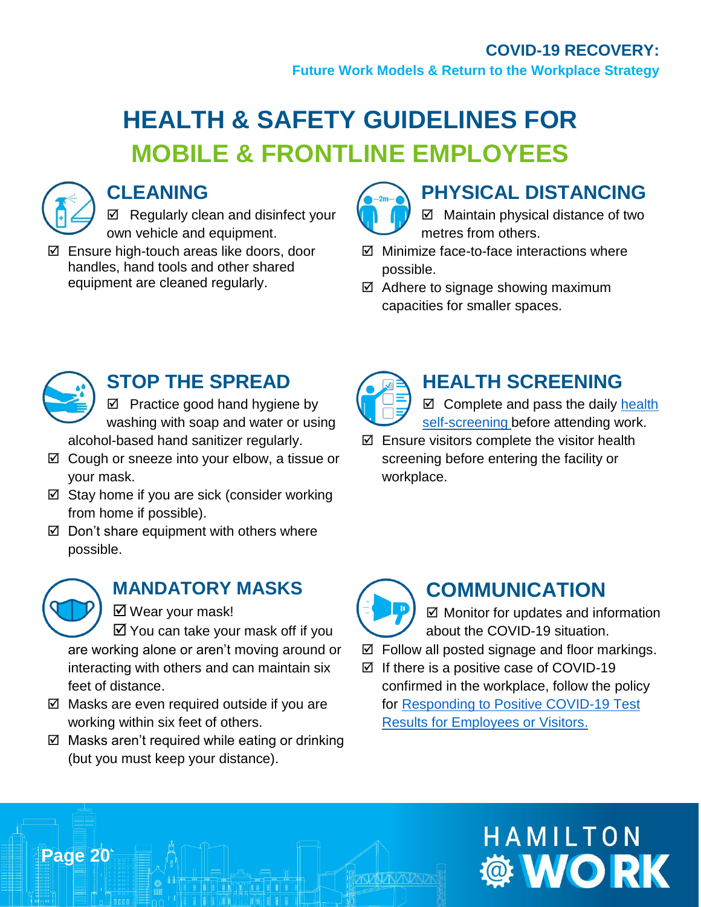# HEALTH & SAFETY GUIDELINES FOR MOBILE & FRONTLINE EMPLOYEES

## CLEANING

- ☑ Regularly clean and disinfect your own vehicle and equipment.
- ☑ Ensure high-touch areas like doors, door handles, hand tools and other shared equipment are cleaned regularly.

## PHYSICAL DISTANCING

- ☑ Maintain physical distance of two metres from others.
- ☑ Minimize face-to-face interactions where possible.
- ☑ Adhere to signage showing maximum capacities for smaller spaces.

## STOP THE SPREAD

- ☑ Practice good hand hygiene by washing with soap and water or using alcohol-based hand sanitizer regularly.
- ☑ Cough or sneeze into your elbow, a tissue or your mask.
- ☑ Stay home if you are sick (consider working from home if possible).
- ☑ Don't share equipment with others where possible.

## HEALTH SCREENING

- ☑ Complete and pass the daily health self-screening before attending work.
- ☑ Ensure visitors complete the visitor health screening before entering the facility or workplace.

## MANDATORY MASKS

- ☑ Wear your mask!
- ☑ You can take your mask off if you are working alone or aren't moving around or interacting with others and can maintain six feet of distance.
- ☑ Masks are even required outside if you are working within six feet of others.
- ☑ Masks aren't required while eating or drinking (but you must keep your distance).

## COMMUNICATION

- ☑ Monitor for updates and information about the COVID-19 situation.
- ☑ Follow all posted signage and floor markings.
- ☑ If there is a positive case of COVID-19 confirmed in the workplace, follow the policy for Responding to Positive COVID-19 Test Results for Employees or Visitors.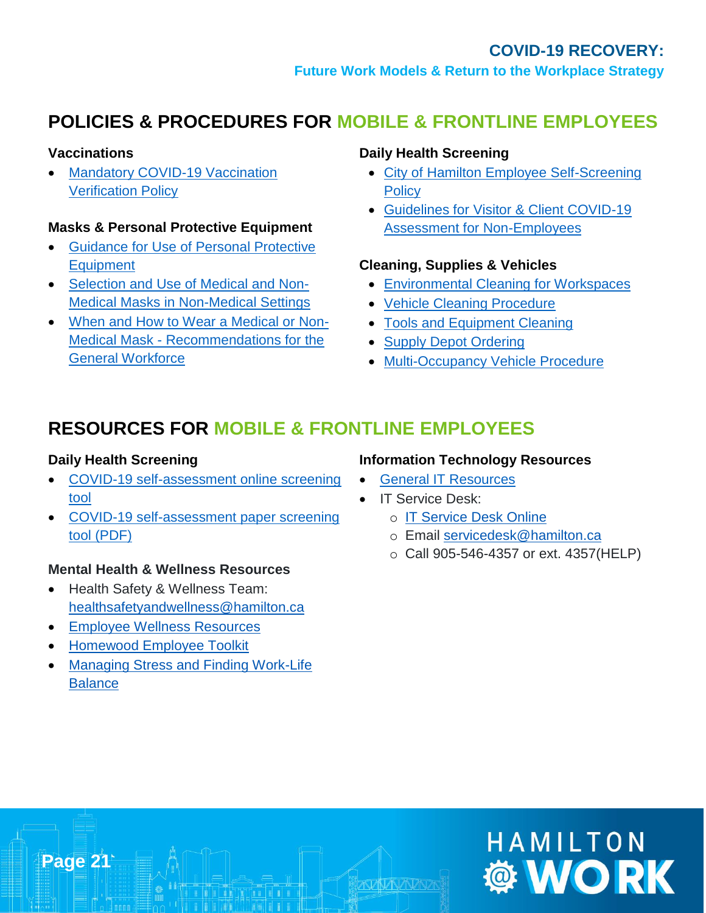## POLICIES & PROCEDURES FOR MOBILE & FRONTLINE EMPLOYEES

### Vaccinations

- Mandatory COVID-19 Vaccination Verification Policy

### Masks & Personal Protective Equipment

- Guidance for Use of Personal Protective Equipment
- Selection and Use of Medical and Non-Medical Masks in Non-Medical Settings
- When and How to Wear a Medical or Non-Medical Mask - Recommendations for the General Workforce

### Daily Health Screening

- City of Hamilton Employee Self-Screening Policy
- Guidelines for Visitor & Client COVID-19 Assessment for Non-Employees

### Cleaning, Supplies & Vehicles

- Environmental Cleaning for Workspaces
- Vehicle Cleaning Procedure
- Tools and Equipment Cleaning
- Supply Depot Ordering
- Multi-Occupancy Vehicle Procedure

## RESOURCES FOR MOBILE & FRONTLINE EMPLOYEES

### Daily Health Screening

- COVID-19 self-assessment online screening tool
- COVID-19 self-assessment paper screening tool (PDF)

### Mental Health & Wellness Resources

- Health Safety & Wellness Team: healthsafetyandwellness@hamilton.ca
- Employee Wellness Resources
- Homewood Employee Toolkit
- Managing Stress and Finding Work-Life Balance

### Information Technology Resources

- General IT Resources
- IT Service Desk:
  - IT Service Desk Online
  - Email servicedesk@hamilton.ca
  - Call 905-546-4357 or ext. 4357(HELP)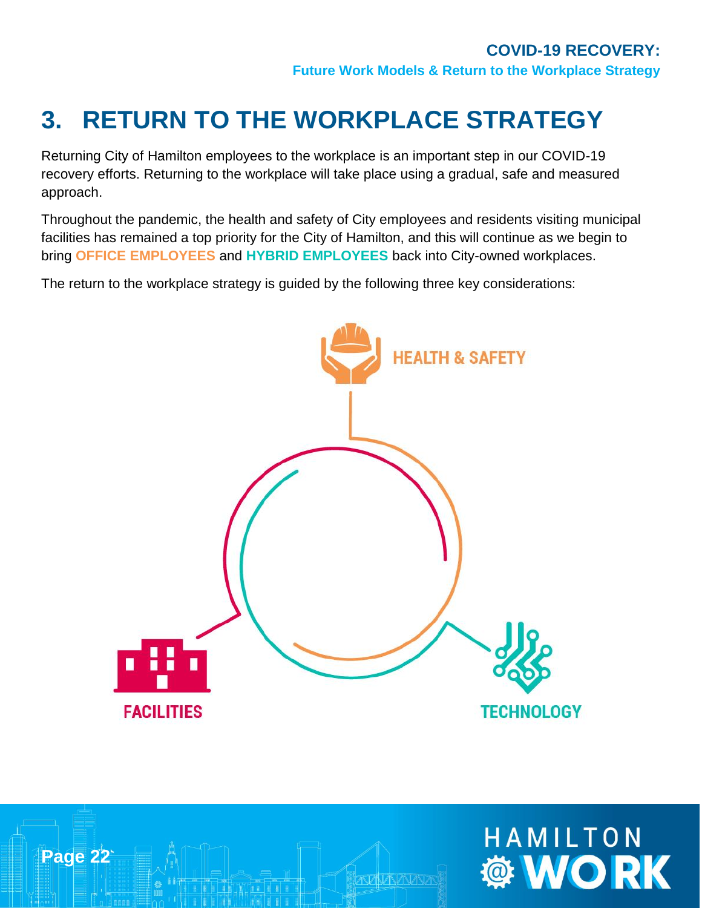# 3. RETURN TO THE WORKPLACE STRATEGY

Returning City of Hamilton employees to the workplace is an important step in our COVID-19 recovery efforts. Returning to the workplace will take place using a gradual, safe and measured approach.

Throughout the pandemic, the health and safety of City employees and residents visiting municipal facilities has remained a top priority for the City of Hamilton, and this will continue as we begin to bring **OFFICE EMPLOYEES** and **HYBRID EMPLOYEES** back into City-owned workplaces.

The return to the workplace strategy is guided by the following three key considerations:

- HEALTH & SAFETY
- FACILITIES
- TECHNOLOGY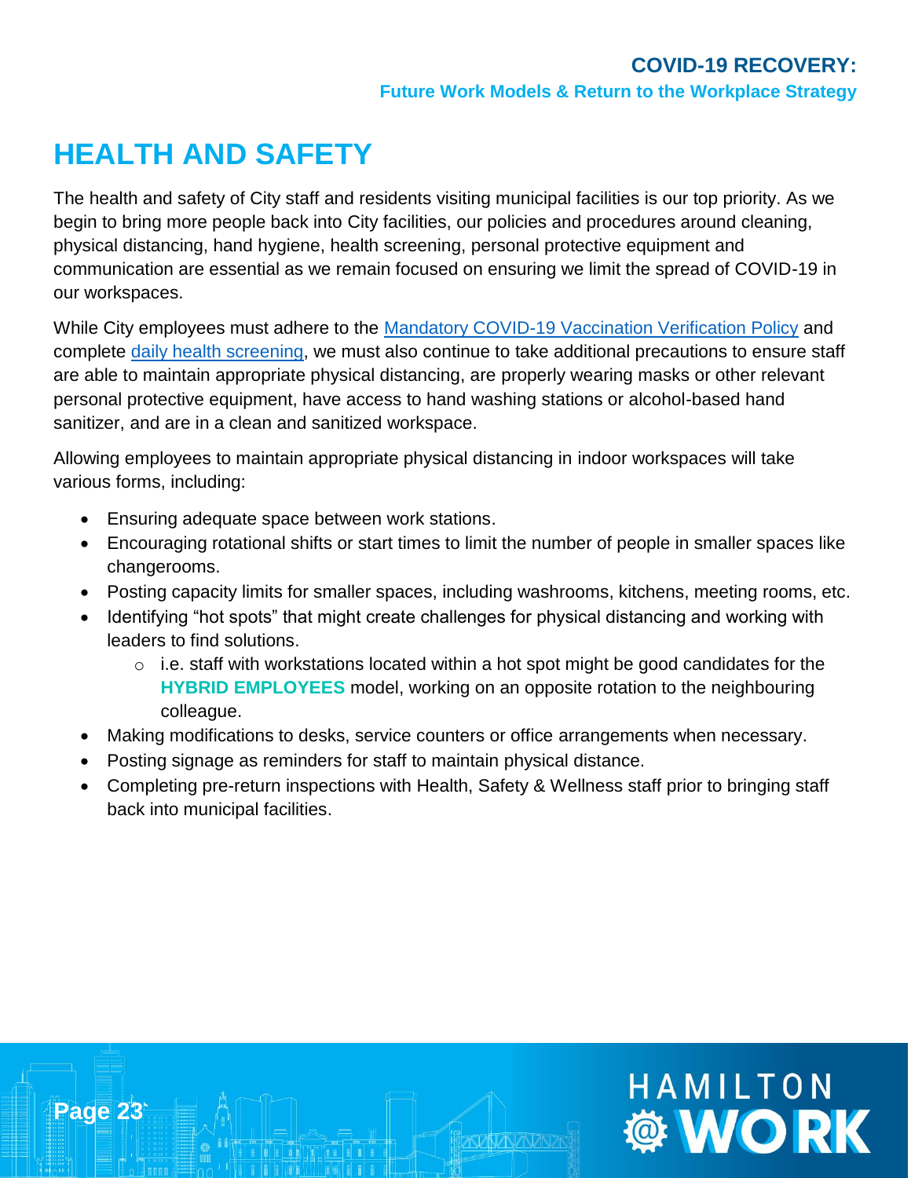# HEALTH AND SAFETY

The health and safety of City staff and residents visiting municipal facilities is our top priority. As we begin to bring more people back into City facilities, our policies and procedures around cleaning, physical distancing, hand hygiene, health screening, personal protective equipment and communication are essential as we remain focused on ensuring we limit the spread of COVID-19 in our workspaces.

While City employees must adhere to the Mandatory COVID-19 Vaccination Verification Policy and complete daily health screening, we must also continue to take additional precautions to ensure staff are able to maintain appropriate physical distancing, are properly wearing masks or other relevant personal protective equipment, have access to hand washing stations or alcohol-based hand sanitizer, and are in a clean and sanitized workspace.

Allowing employees to maintain appropriate physical distancing in indoor workspaces will take various forms, including:

- Ensuring adequate space between work stations.
- Encouraging rotational shifts or start times to limit the number of people in smaller spaces like changerooms.
- Posting capacity limits for smaller spaces, including washrooms, kitchens, meeting rooms, etc.
- Identifying "hot spots" that might create challenges for physical distancing and working with leaders to find solutions.
  - i.e. staff with workstations located within a hot spot might be good candidates for the **HYBRID EMPLOYEES** model, working on an opposite rotation to the neighbouring colleague.
- Making modifications to desks, service counters or office arrangements when necessary.
- Posting signage as reminders for staff to maintain physical distance.
- Completing pre-return inspections with Health, Safety & Wellness staff prior to bringing staff back into municipal facilities.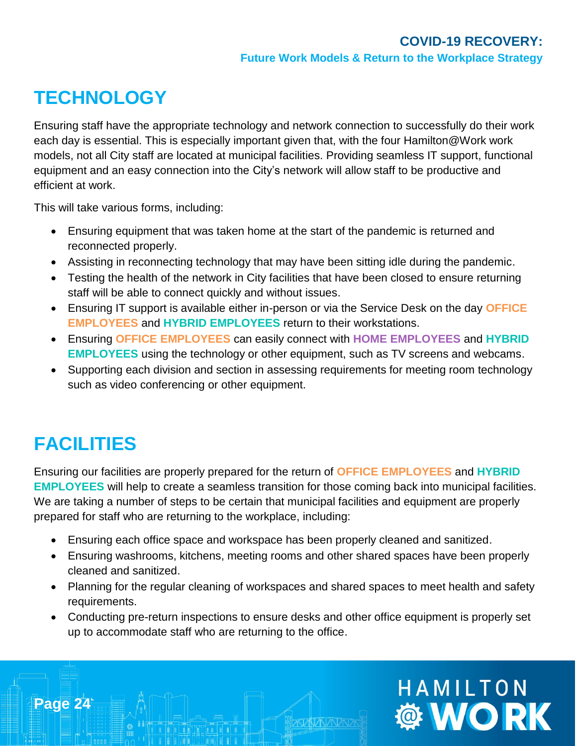# TECHNOLOGY

Ensuring staff have the appropriate technology and network connection to successfully do their work each day is essential. This is especially important given that, with the four Hamilton@Work work models, not all City staff are located at municipal facilities. Providing seamless IT support, functional equipment and an easy connection into the City's network will allow staff to be productive and efficient at work.

This will take various forms, including:

- Ensuring equipment that was taken home at the start of the pandemic is returned and reconnected properly.
- Assisting in reconnecting technology that may have been sitting idle during the pandemic.
- Testing the health of the network in City facilities that have been closed to ensure returning staff will be able to connect quickly and without issues.
- Ensuring IT support is available either in-person or via the Service Desk on the day **OFFICE EMPLOYEES** and **HYBRID EMPLOYEES** return to their workstations.
- Ensuring **OFFICE EMPLOYEES** can easily connect with **HOME EMPLOYEES** and **HYBRID EMPLOYEES** using the technology or other equipment, such as TV screens and webcams.
- Supporting each division and section in assessing requirements for meeting room technology such as video conferencing or other equipment.

# FACILITIES

Ensuring our facilities are properly prepared for the return of **OFFICE EMPLOYEES** and **HYBRID EMPLOYEES** will help to create a seamless transition for those coming back into municipal facilities. We are taking a number of steps to be certain that municipal facilities and equipment are properly prepared for staff who are returning to the workplace, including:

- Ensuring each office space and workspace has been properly cleaned and sanitized.
- Ensuring washrooms, kitchens, meeting rooms and other shared spaces have been properly cleaned and sanitized.
- Planning for the regular cleaning of workspaces and shared spaces to meet health and safety requirements.
- Conducting pre-return inspections to ensure desks and other office equipment is properly set up to accommodate staff who are returning to the office.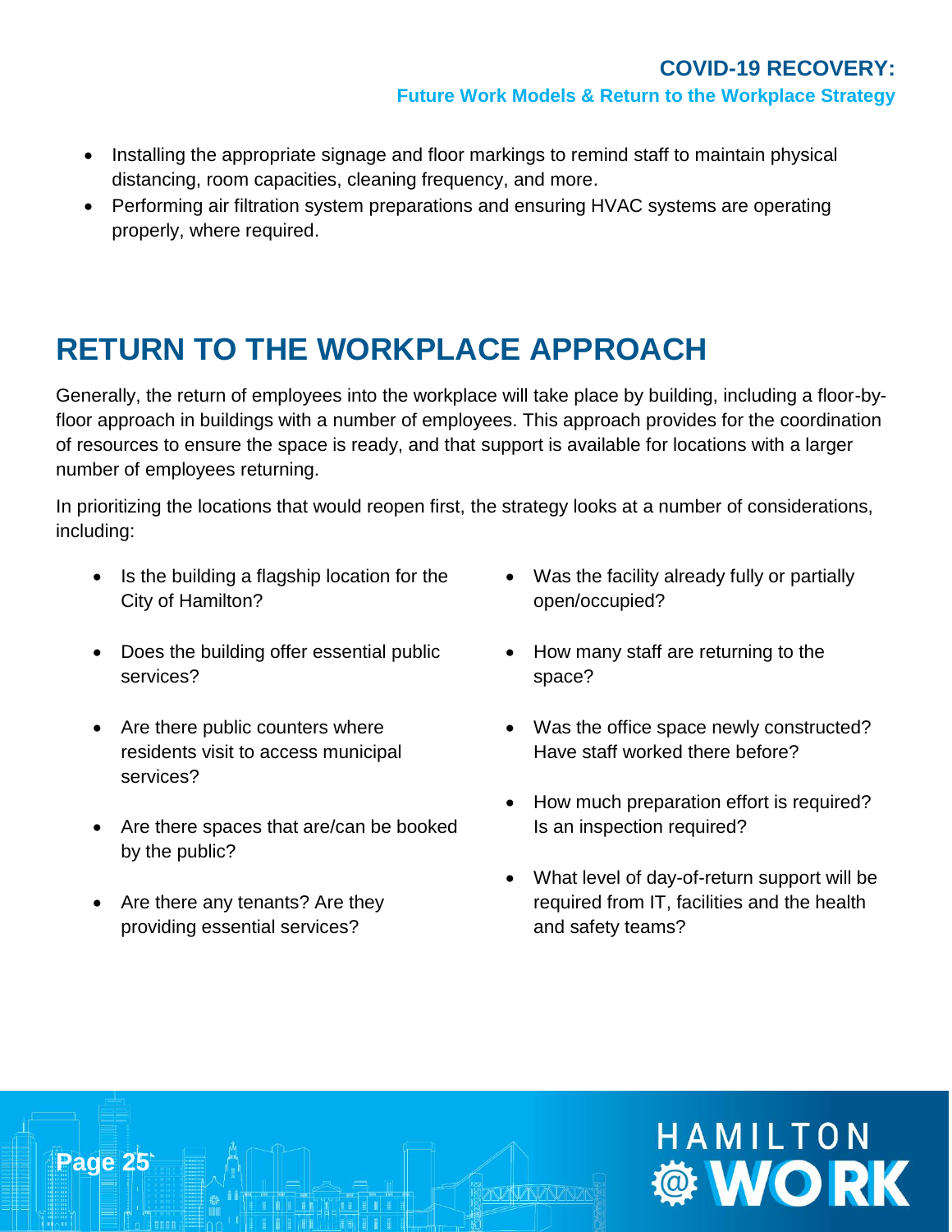- Installing the appropriate signage and floor markings to remind staff to maintain physical distancing, room capacities, cleaning frequency, and more.
- Performing air filtration system preparations and ensuring HVAC systems are operating properly, where required.

# RETURN TO THE WORKPLACE APPROACH

Generally, the return of employees into the workplace will take place by building, including a floor-by-floor approach in buildings with a number of employees. This approach provides for the coordination of resources to ensure the space is ready, and that support is available for locations with a larger number of employees returning.

In prioritizing the locations that would reopen first, the strategy looks at a number of considerations, including:

- Is the building a flagship location for the City of Hamilton?
- Does the building offer essential public services?
- Are there public counters where residents visit to access municipal services?
- Are there spaces that are/can be booked by the public?
- Are there any tenants? Are they providing essential services?
- Was the facility already fully or partially open/occupied?
- How many staff are returning to the space?
- Was the office space newly constructed? Have staff worked there before?
- How much preparation effort is required? Is an inspection required?
- What level of day-of-return support will be required from IT, facilities and the health and safety teams?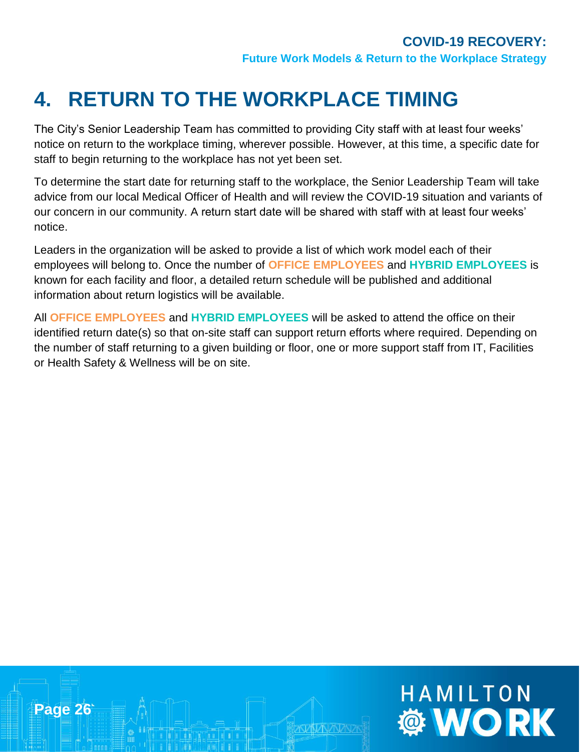# 4. RETURN TO THE WORKPLACE TIMING

The City's Senior Leadership Team has committed to providing City staff with at least four weeks' notice on return to the workplace timing, wherever possible. However, at this time, a specific date for staff to begin returning to the workplace has not yet been set.

To determine the start date for returning staff to the workplace, the Senior Leadership Team will take advice from our local Medical Officer of Health and will review the COVID-19 situation and variants of our concern in our community. A return start date will be shared with staff with at least four weeks' notice.

Leaders in the organization will be asked to provide a list of which work model each of their employees will belong to. Once the number of **OFFICE EMPLOYEES** and **HYBRID EMPLOYEES** is known for each facility and floor, a detailed return schedule will be published and additional information about return logistics will be available.

All **OFFICE EMPLOYEES** and **HYBRID EMPLOYEES** will be asked to attend the office on their identified return date(s) so that on-site staff can support return efforts where required. Depending on the number of staff returning to a given building or floor, one or more support staff from IT, Facilities or Health Safety & Wellness will be on site.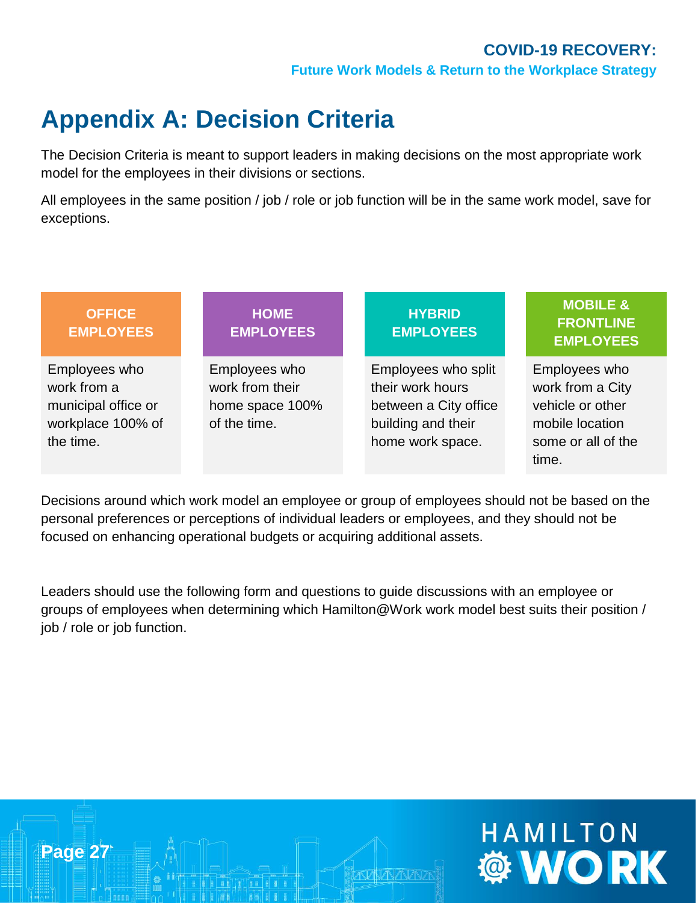# Appendix A: Decision Criteria

The Decision Criteria is meant to support leaders in making decisions on the most appropriate work model for the employees in their divisions or sections.

All employees in the same position / job / role or job function will be in the same work model, save for exceptions.

| OFFICE EMPLOYEES | HOME EMPLOYEES | HYBRID EMPLOYEES | MOBILE & FRONTLINE EMPLOYEES |
|---|---|---|---|
| Employees who work from a municipal office or workplace 100% of the time. | Employees who work from their home space 100% of the time. | Employees who split their work hours between a City office building and their home work space. | Employees who work from a City vehicle or other mobile location some or all of the time. |

Decisions around which work model an employee or group of employees should not be based on the personal preferences or perceptions of individual leaders or employees, and they should not be focused on enhancing operational budgets or acquiring additional assets.

Leaders should use the following form and questions to guide discussions with an employee or groups of employees when determining which Hamilton@Work work model best suits their position / job / role or job function.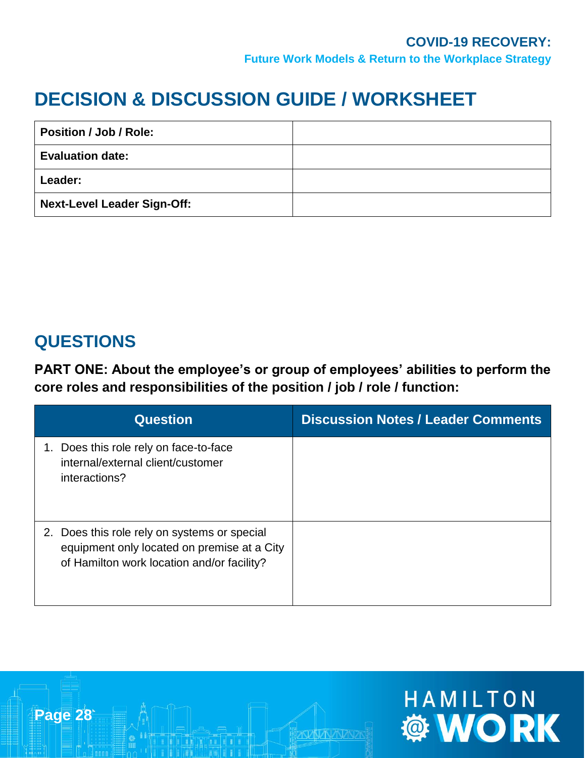# DECISION & DISCUSSION GUIDE / WORKSHEET

| Position / Job / Role: | |
|---|---|
| **Evaluation date:** | |
| **Leader:** | |
| **Next-Level Leader Sign-Off:** | |

## QUESTIONS

**PART ONE: About the employee's or group of employees' abilities to perform the core roles and responsibilities of the position / job / role / function:**

| Question | Discussion Notes / Leader Comments |
|---|---|
| 1. Does this role rely on face-to-face internal/external client/customer interactions? | |
| 2. Does this role rely on systems or special equipment only located on premise at a City of Hamilton work location and/or facility? | |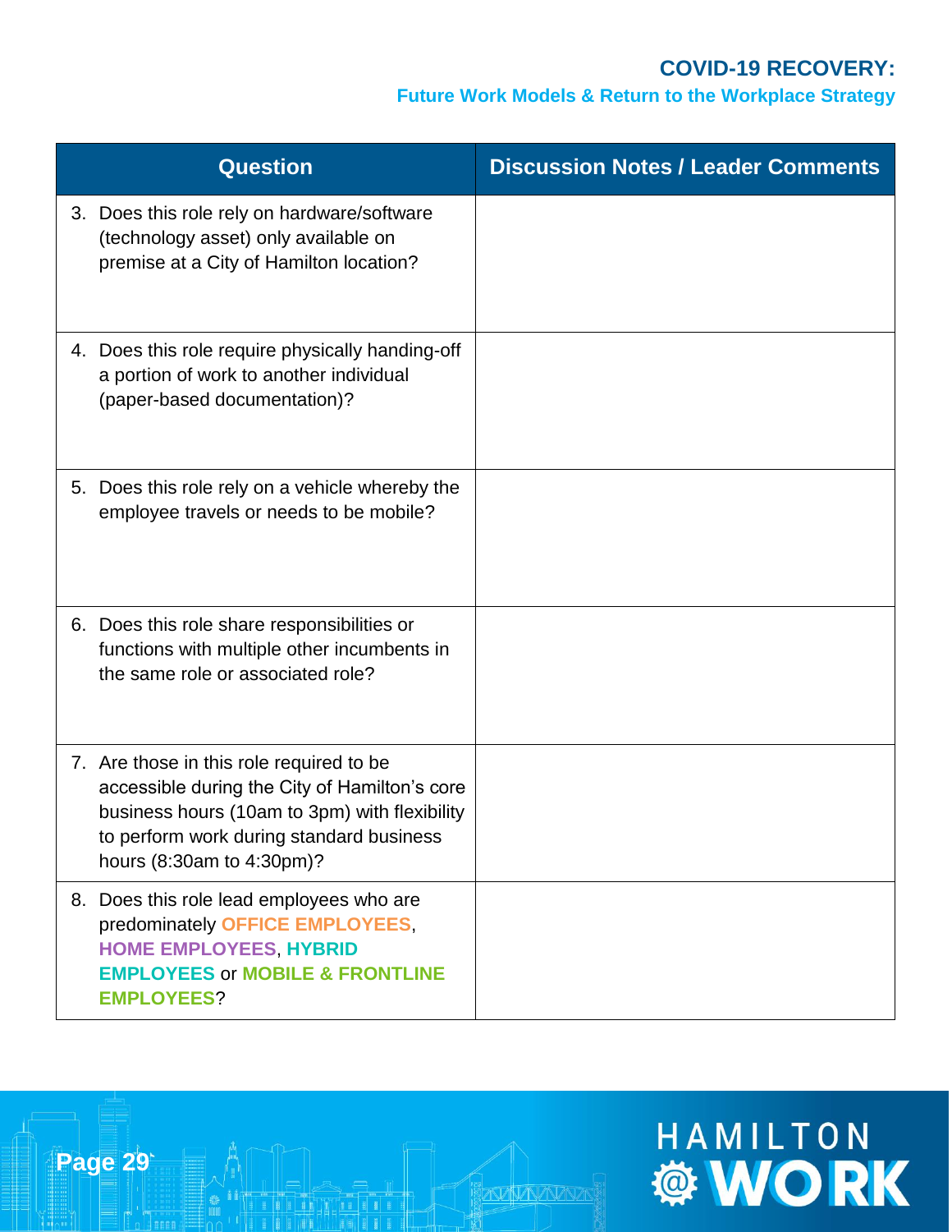| Question | Discussion Notes / Leader Comments |
|---|---|
| 3. Does this role rely on hardware/software (technology asset) only available on premise at a City of Hamilton location? | |
| 4. Does this role require physically handing-off a portion of work to another individual (paper-based documentation)? | |
| 5. Does this role rely on a vehicle whereby the employee travels or needs to be mobile? | |
| 6. Does this role share responsibilities or functions with multiple other incumbents in the same role or associated role? | |
| 7. Are those in this role required to be accessible during the City of Hamilton's core business hours (10am to 3pm) with flexibility to perform work during standard business hours (8:30am to 4:30pm)? | |
| 8. Does this role lead employees who are predominately **OFFICE EMPLOYEES**, **HOME EMPLOYEES**, **HYBRID EMPLOYEES** or **MOBILE & FRONTLINE EMPLOYEES**? | |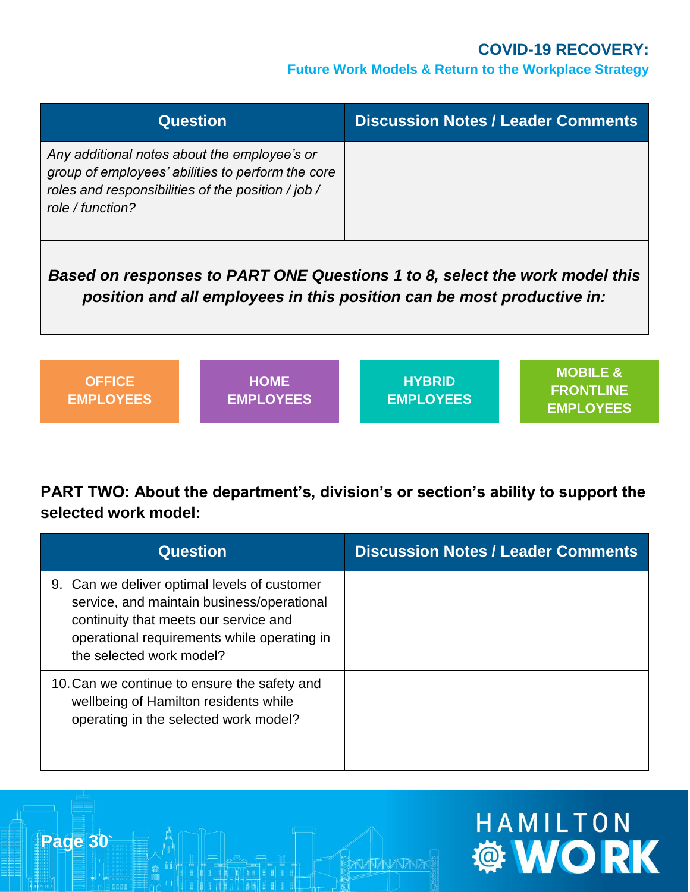| Question | Discussion Notes / Leader Comments |
|---|---|
| *Any additional notes about the employee's or group of employees' abilities to perform the core roles and responsibilities of the position / job / role / function?* | |

***Based on responses to PART ONE Questions 1 to 8, select the work model this position and all employees in this position can be most productive in:***

| OFFICE EMPLOYEES | HOME EMPLOYEES | HYBRID EMPLOYEES | MOBILE & FRONTLINE EMPLOYEES |
|---|---|---|---|

## PART TWO: About the department's, division's or section's ability to support the selected work model:

| Question | Discussion Notes / Leader Comments |
|---|---|
| 9. Can we deliver optimal levels of customer service, and maintain business/operational continuity that meets our service and operational requirements while operating in the selected work model? | |
| 10. Can we continue to ensure the safety and wellbeing of Hamilton residents while operating in the selected work model? | |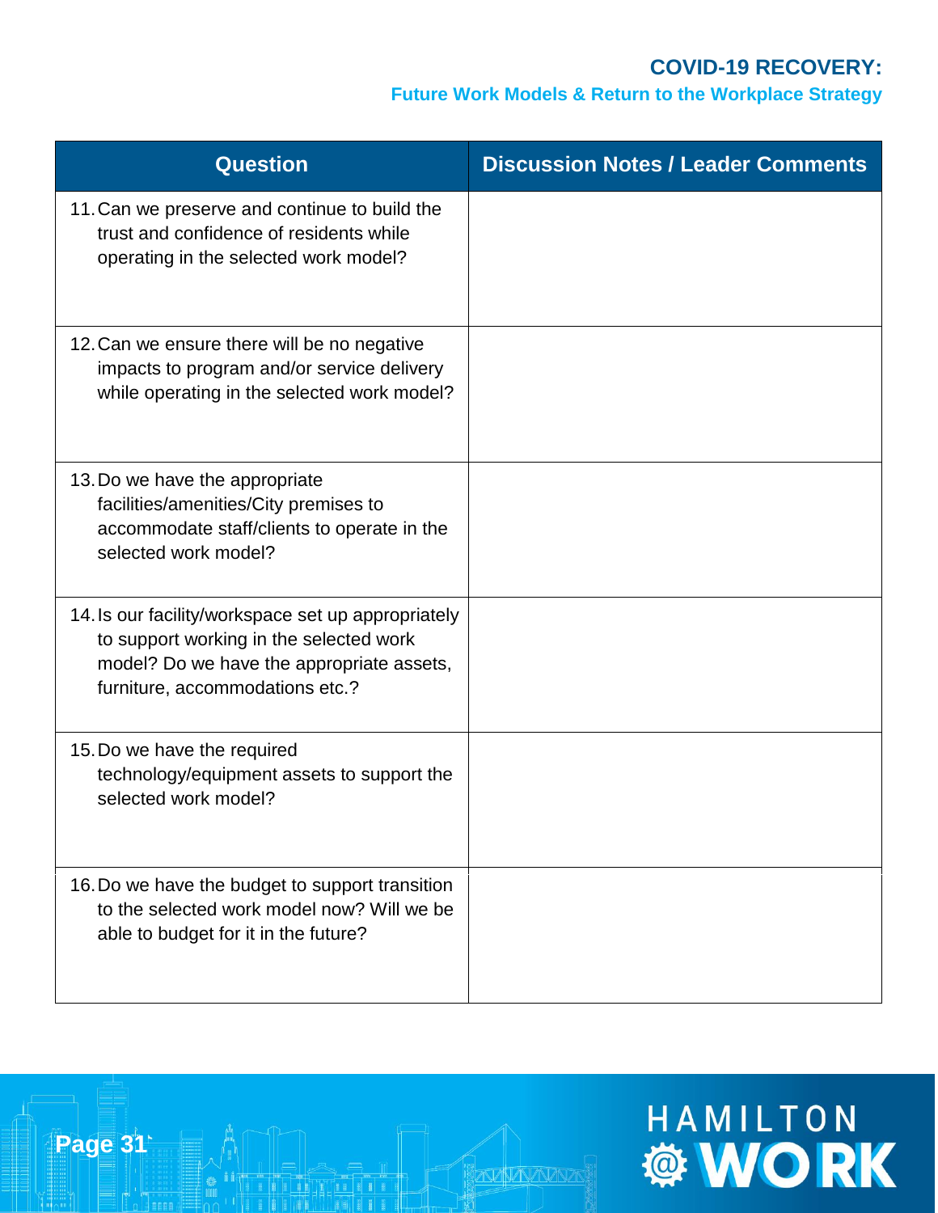| Question | Discussion Notes / Leader Comments |
| --- | --- |
| 11. Can we preserve and continue to build the trust and confidence of residents while operating in the selected work model? | |
| 12. Can we ensure there will be no negative impacts to program and/or service delivery while operating in the selected work model? | |
| 13. Do we have the appropriate facilities/amenities/City premises to accommodate staff/clients to operate in the selected work model? | |
| 14. Is our facility/workspace set up appropriately to support working in the selected work model? Do we have the appropriate assets, furniture, accommodations etc.? | |
| 15. Do we have the required technology/equipment assets to support the selected work model? | |
| 16. Do we have the budget to support transition to the selected work model now? Will we be able to budget for it in the future? | |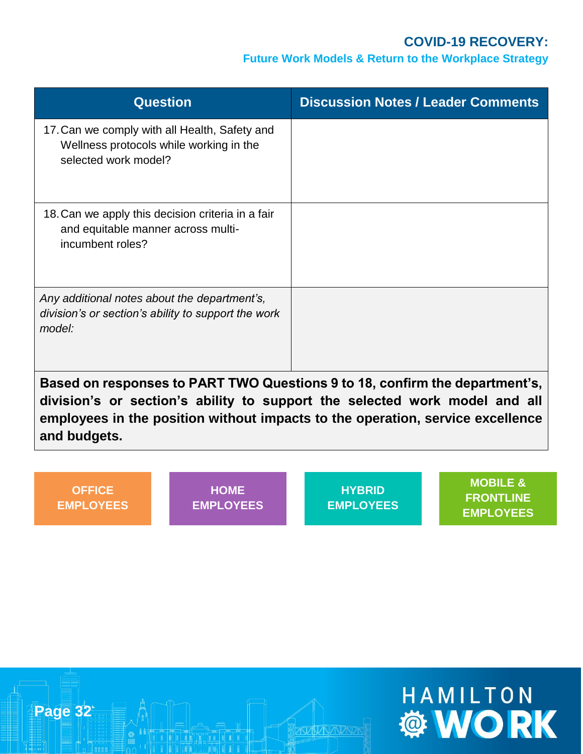| Question | Discussion Notes / Leader Comments |
|---|---|
| 17. Can we comply with all Health, Safety and Wellness protocols while working in the selected work model? | |
| 18. Can we apply this decision criteria in a fair and equitable manner across multi-incumbent roles? | |
| *Any additional notes about the department's, division's or section's ability to support the work model:* | |
| **Based on responses to PART TWO Questions 9 to 18, confirm the department's, division's or section's ability to support the selected work model and all employees in the position without impacts to the operation, service excellence and budgets.** | |

**OFFICE EMPLOYEES** | **HOME EMPLOYEES** | **HYBRID EMPLOYEES** | **MOBILE & FRONTLINE EMPLOYEES**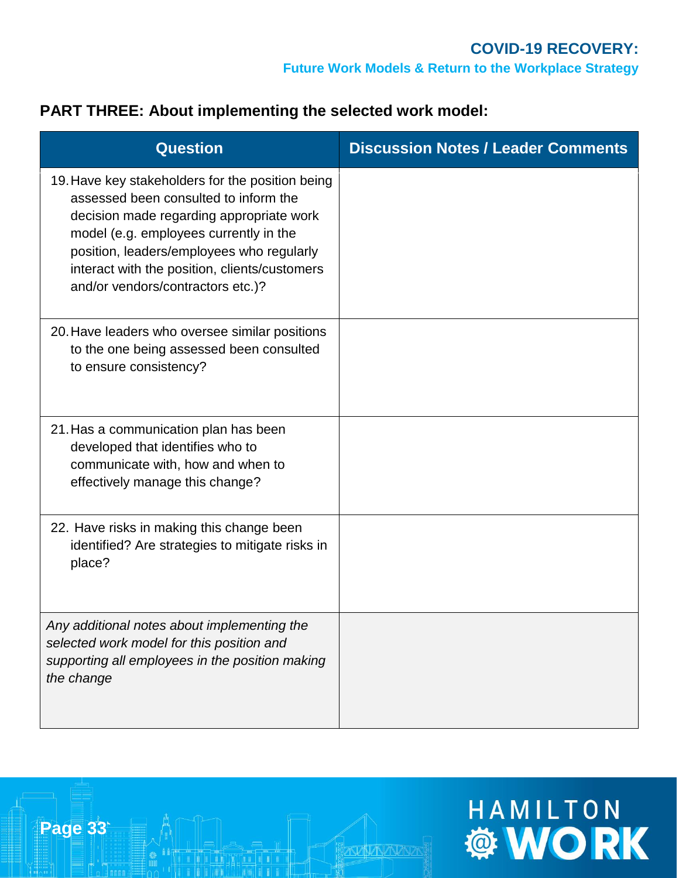## PART THREE: About implementing the selected work model:

| Question | Discussion Notes / Leader Comments |
|---|---|
| 19. Have key stakeholders for the position being assessed been consulted to inform the decision made regarding appropriate work model (e.g. employees currently in the position, leaders/employees who regularly interact with the position, clients/customers and/or vendors/contractors etc.)? | |
| 20. Have leaders who oversee similar positions to the one being assessed been consulted to ensure consistency? | |
| 21. Has a communication plan has been developed that identifies who to communicate with, how and when to effectively manage this change? | |
| 22. Have risks in making this change been identified? Are strategies to mitigate risks in place? | |
| *Any additional notes about implementing the selected work model for this position and supporting all employees in the position making the change* | |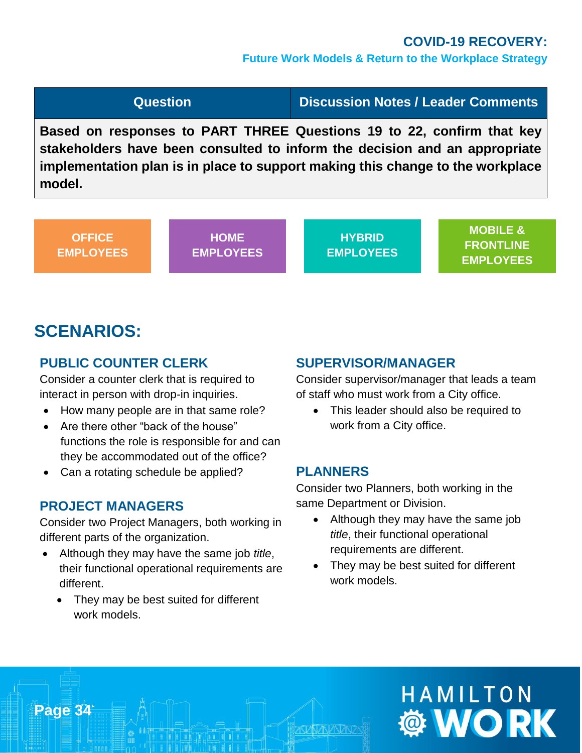| Question | Discussion Notes / Leader Comments |
| --- | --- |
| **Based on responses to PART THREE Questions 19 to 22, confirm that key stakeholders have been consulted to inform the decision and an appropriate implementation plan is in place to support making this change to the workplace model.** | |

**OFFICE EMPLOYEES** | **HOME EMPLOYEES** | **HYBRID EMPLOYEES** | **MOBILE & FRONTLINE EMPLOYEES**

## SCENARIOS:

### PUBLIC COUNTER CLERK

Consider a counter clerk that is required to interact in person with drop-in inquiries.

- How many people are in that same role?
- Are there other "back of the house" functions the role is responsible for and can they be accommodated out of the office?
- Can a rotating schedule be applied?

### PROJECT MANAGERS

Consider two Project Managers, both working in different parts of the organization.

- Although they may have the same job *title*, their functional operational requirements are different.
  - They may be best suited for different work models.

### SUPERVISOR/MANAGER

Consider supervisor/manager that leads a team of staff who must work from a City office.

- This leader should also be required to work from a City office.

### PLANNERS

Consider two Planners, both working in the same Department or Division.

- Although they may have the same job *title*, their functional operational requirements are different.
- They may be best suited for different work models.